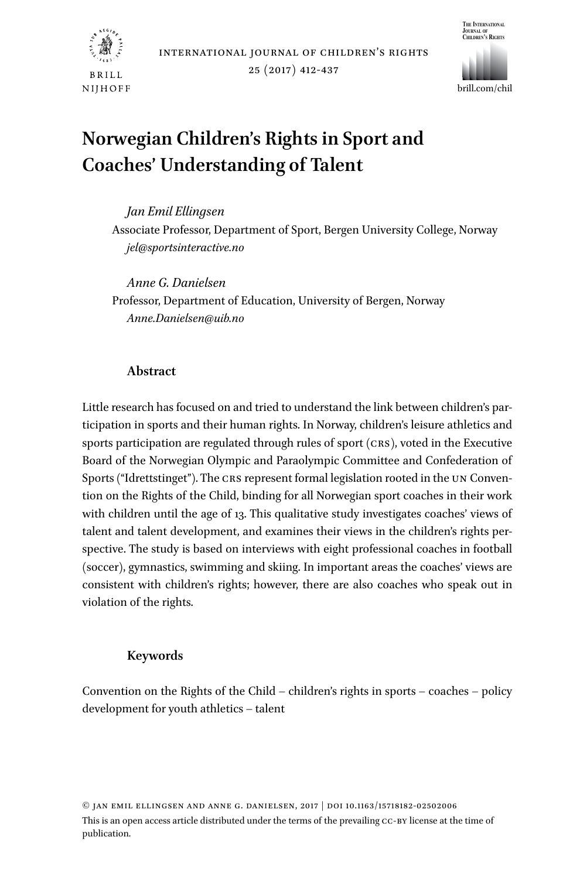# Norwegian Children's Rights in Sport and Coaches' Understanding of Talent

*Jan Emil Ellingsen*
Associate Professor, Department of Sport, Bergen University College, Norway
*jel@sportsinteractive.no*

*Anne G. Danielsen*
Professor, Department of Education, University of Bergen, Norway
*Anne.Danielsen@uib.no*

## Abstract

Little research has focused on and tried to understand the link between children's participation in sports and their human rights. In Norway, children's leisure athletics and sports participation are regulated through rules of sport (CRS), voted in the Executive Board of the Norwegian Olympic and Paraolympic Committee and Confederation of Sports ("Idrettstinget"). The CRS represent formal legislation rooted in the UN Convention on the Rights of the Child, binding for all Norwegian sport coaches in their work with children until the age of 13. This qualitative study investigates coaches' views of talent and talent development, and examines their views in the children's rights perspective. The study is based on interviews with eight professional coaches in football (soccer), gymnastics, swimming and skiing. In important areas the coaches' views are consistent with children's rights; however, there are also coaches who speak out in violation of the rights.

## Keywords

Convention on the Rights of the Child – children's rights in sports – coaches – policy development for youth athletics – talent

© Jan Emil Ellingsen and Anne G. Danielsen, 2017 | DOI 10.1163/15718182-02502006
This is an open access article distributed under the terms of the prevailing CC-BY license at the time of publication.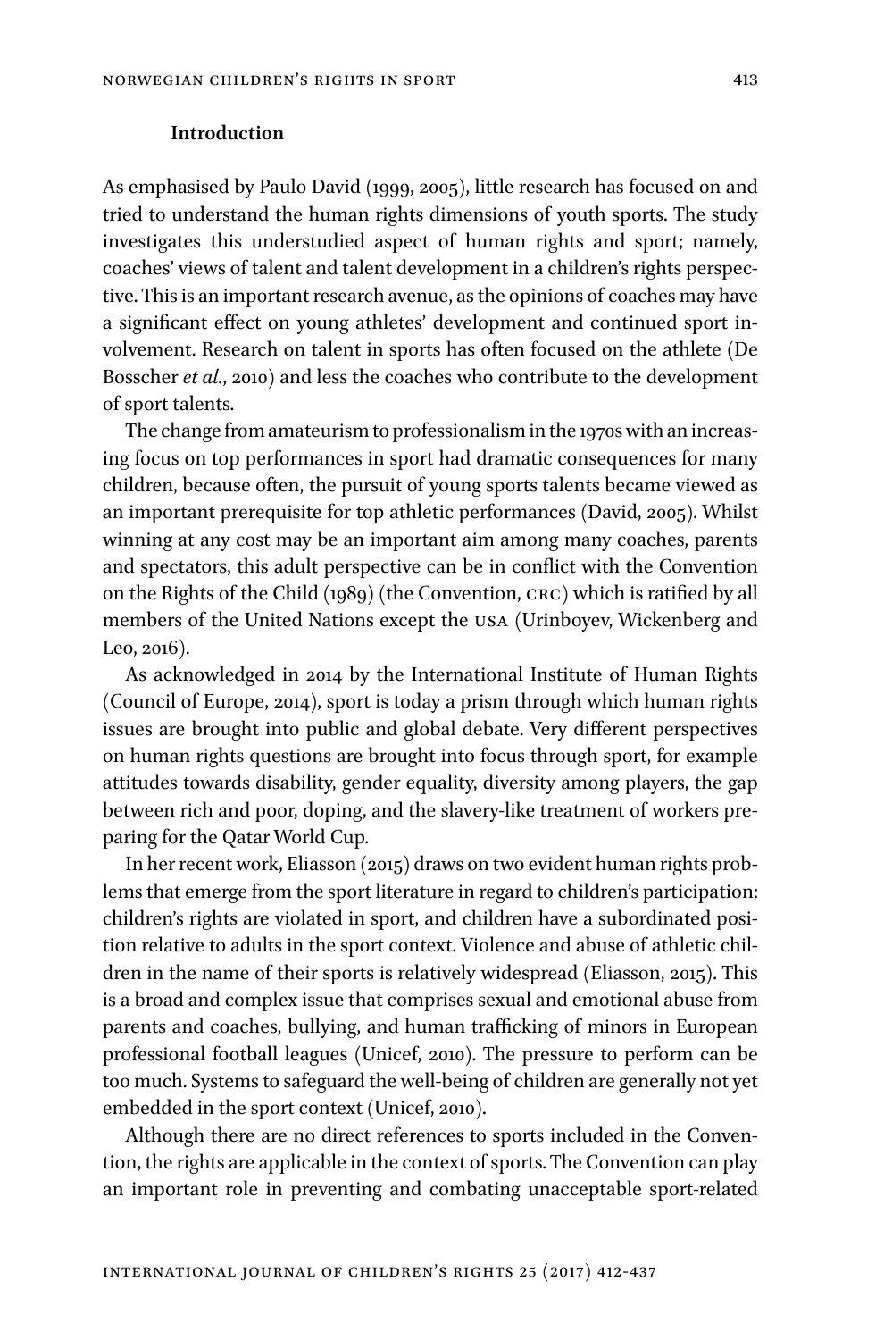## Introduction

As emphasised by Paulo David (1999, 2005), little research has focused on and tried to understand the human rights dimensions of youth sports. The study investigates this understudied aspect of human rights and sport; namely, coaches' views of talent and talent development in a children's rights perspective. This is an important research avenue, as the opinions of coaches may have a significant effect on young athletes' development and continued sport involvement. Research on talent in sports has often focused on the athlete (De Bosscher *et al*., 2010) and less the coaches who contribute to the development of sport talents.

The change from amateurism to professionalism in the 1970s with an increasing focus on top performances in sport had dramatic consequences for many children, because often, the pursuit of young sports talents became viewed as an important prerequisite for top athletic performances (David, 2005). Whilst winning at any cost may be an important aim among many coaches, parents and spectators, this adult perspective can be in conflict with the Convention on the Rights of the Child (1989) (the Convention, CRC) which is ratified by all members of the United Nations except the USA (Urinboyev, Wickenberg and Leo, 2016).

As acknowledged in 2014 by the International Institute of Human Rights (Council of Europe, 2014), sport is today a prism through which human rights issues are brought into public and global debate. Very different perspectives on human rights questions are brought into focus through sport, for example attitudes towards disability, gender equality, diversity among players, the gap between rich and poor, doping, and the slavery-like treatment of workers preparing for the Qatar World Cup.

In her recent work, Eliasson (2015) draws on two evident human rights problems that emerge from the sport literature in regard to children's participation: children's rights are violated in sport, and children have a subordinated position relative to adults in the sport context. Violence and abuse of athletic children in the name of their sports is relatively widespread (Eliasson, 2015). This is a broad and complex issue that comprises sexual and emotional abuse from parents and coaches, bullying, and human trafficking of minors in European professional football leagues (Unicef, 2010). The pressure to perform can be too much. Systems to safeguard the well-being of children are generally not yet embedded in the sport context (Unicef, 2010).

Although there are no direct references to sports included in the Convention, the rights are applicable in the context of sports. The Convention can play an important role in preventing and combating unacceptable sport-related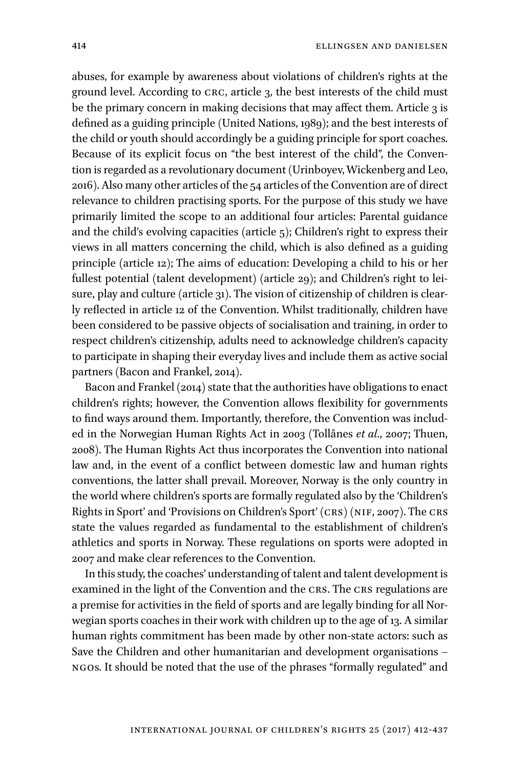abuses, for example by awareness about violations of children's rights at the ground level. According to CRC, article 3, the best interests of the child must be the primary concern in making decisions that may affect them. Article 3 is defined as a guiding principle (United Nations, 1989); and the best interests of the child or youth should accordingly be a guiding principle for sport coaches. Because of its explicit focus on "the best interest of the child", the Convention is regarded as a revolutionary document (Urinboyev, Wickenberg and Leo, 2016). Also many other articles of the 54 articles of the Convention are of direct relevance to children practising sports. For the purpose of this study we have primarily limited the scope to an additional four articles: Parental guidance and the child's evolving capacities (article 5); Children's right to express their views in all matters concerning the child, which is also defined as a guiding principle (article 12); The aims of education: Developing a child to his or her fullest potential (talent development) (article 29); and Children's right to leisure, play and culture (article 31). The vision of citizenship of children is clearly reflected in article 12 of the Convention. Whilst traditionally, children have been considered to be passive objects of socialisation and training, in order to respect children's citizenship, adults need to acknowledge children's capacity to participate in shaping their everyday lives and include them as active social partners (Bacon and Frankel, 2014).

Bacon and Frankel (2014) state that the authorities have obligations to enact children's rights; however, the Convention allows flexibility for governments to find ways around them. Importantly, therefore, the Convention was included in the Norwegian Human Rights Act in 2003 (Tollånes *et al.*, 2007; Thuen, 2008). The Human Rights Act thus incorporates the Convention into national law and, in the event of a conflict between domestic law and human rights conventions, the latter shall prevail. Moreover, Norway is the only country in the world where children's sports are formally regulated also by the 'Children's Rights in Sport' and 'Provisions on Children's Sport' (CRS) (NIF, 2007). The CRS state the values regarded as fundamental to the establishment of children's athletics and sports in Norway. These regulations on sports were adopted in 2007 and make clear references to the Convention.

In this study, the coaches' understanding of talent and talent development is examined in the light of the Convention and the CRS. The CRS regulations are a premise for activities in the field of sports and are legally binding for all Norwegian sports coaches in their work with children up to the age of 13. A similar human rights commitment has been made by other non-state actors: such as Save the Children and other humanitarian and development organisations – NGOs. It should be noted that the use of the phrases "formally regulated" and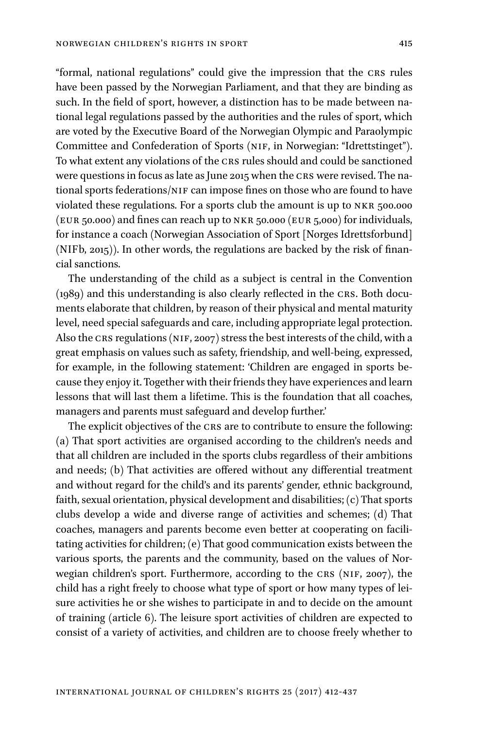"formal, national regulations" could give the impression that the CRS rules have been passed by the Norwegian Parliament, and that they are binding as such. In the field of sport, however, a distinction has to be made between national legal regulations passed by the authorities and the rules of sport, which are voted by the Executive Board of the Norwegian Olympic and Paraolympic Committee and Confederation of Sports (NIF, in Norwegian: "Idrettstinget"). To what extent any violations of the CRS rules should and could be sanctioned were questions in focus as late as June 2015 when the CRS were revised. The national sports federations/NIF can impose fines on those who are found to have violated these regulations. For a sports club the amount is up to NKR 500.000 (EUR 50.000) and fines can reach up to NKR 50.000 (EUR 5,000) for individuals, for instance a coach (Norwegian Association of Sport [Norges Idrettsforbund] (NIFb, 2015)). In other words, the regulations are backed by the risk of financial sanctions.

The understanding of the child as a subject is central in the Convention (1989) and this understanding is also clearly reflected in the CRS. Both documents elaborate that children, by reason of their physical and mental maturity level, need special safeguards and care, including appropriate legal protection. Also the CRS regulations (NIF, 2007) stress the best interests of the child, with a great emphasis on values such as safety, friendship, and well-being, expressed, for example, in the following statement: 'Children are engaged in sports because they enjoy it. Together with their friends they have experiences and learn lessons that will last them a lifetime. This is the foundation that all coaches, managers and parents must safeguard and develop further.'

The explicit objectives of the CRS are to contribute to ensure the following: (a) That sport activities are organised according to the children's needs and that all children are included in the sports clubs regardless of their ambitions and needs; (b) That activities are offered without any differential treatment and without regard for the child's and its parents' gender, ethnic background, faith, sexual orientation, physical development and disabilities; (c) That sports clubs develop a wide and diverse range of activities and schemes; (d) That coaches, managers and parents become even better at cooperating on facilitating activities for children; (e) That good communication exists between the various sports, the parents and the community, based on the values of Norwegian children's sport. Furthermore, according to the CRS (NIF, 2007), the child has a right freely to choose what type of sport or how many types of leisure activities he or she wishes to participate in and to decide on the amount of training (article 6). The leisure sport activities of children are expected to consist of a variety of activities, and children are to choose freely whether to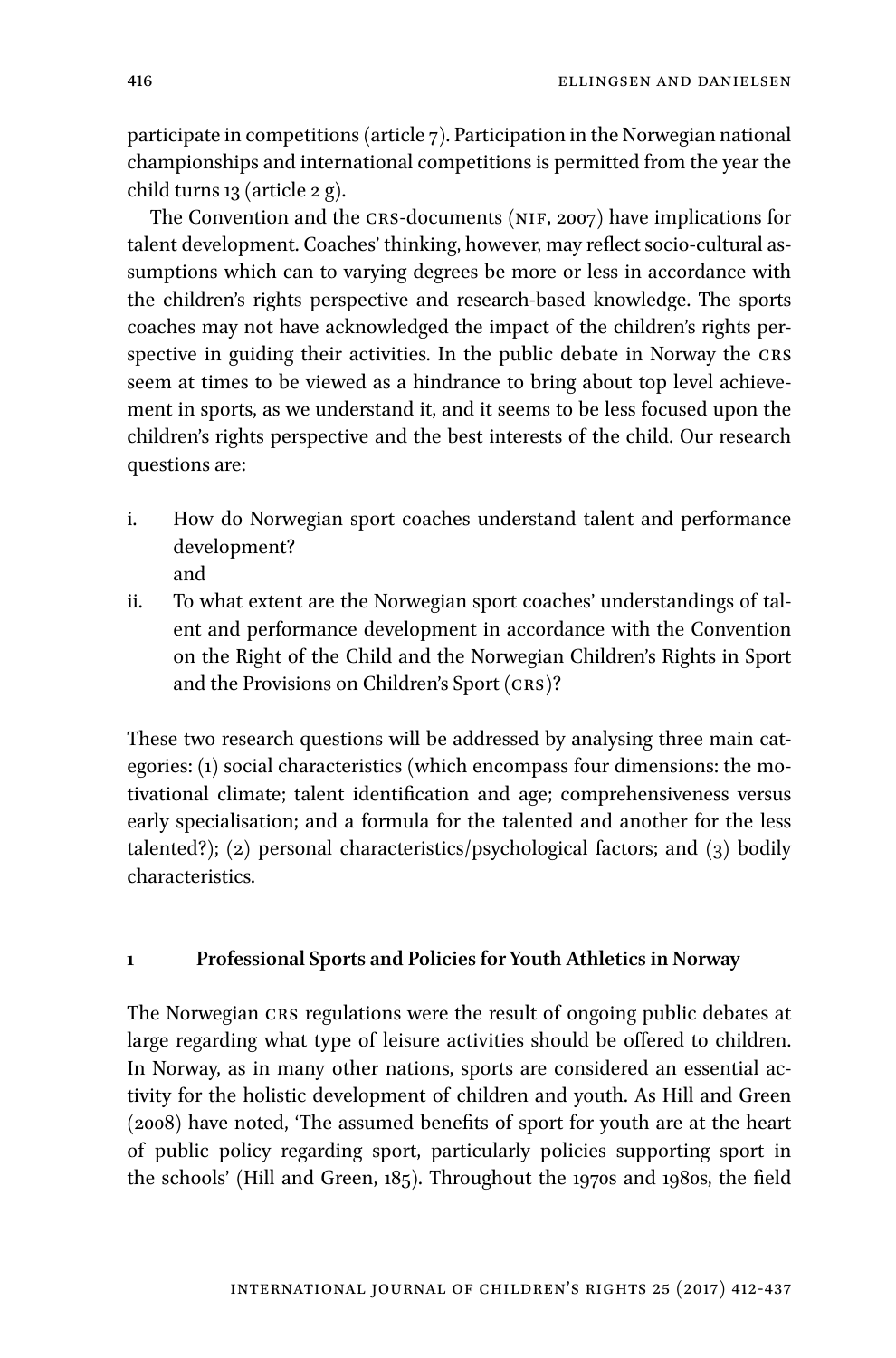participate in competitions (article 7). Participation in the Norwegian national championships and international competitions is permitted from the year the child turns 13 (article 2 g).

The Convention and the CRS-documents (NIF, 2007) have implications for talent development. Coaches' thinking, however, may reflect socio-cultural assumptions which can to varying degrees be more or less in accordance with the children's rights perspective and research-based knowledge. The sports coaches may not have acknowledged the impact of the children's rights perspective in guiding their activities. In the public debate in Norway the CRS seem at times to be viewed as a hindrance to bring about top level achievement in sports, as we understand it, and it seems to be less focused upon the children's rights perspective and the best interests of the child. Our research questions are:

i. How do Norwegian sport coaches understand talent and performance development?
   and
ii. To what extent are the Norwegian sport coaches' understandings of talent and performance development in accordance with the Convention on the Right of the Child and the Norwegian Children's Rights in Sport and the Provisions on Children's Sport (CRS)?

These two research questions will be addressed by analysing three main categories: (1) social characteristics (which encompass four dimensions: the motivational climate; talent identification and age; comprehensiveness versus early specialisation; and a formula for the talented and another for the less talented?); (2) personal characteristics/psychological factors; and (3) bodily characteristics.

## 1 Professional Sports and Policies for Youth Athletics in Norway

The Norwegian CRS regulations were the result of ongoing public debates at large regarding what type of leisure activities should be offered to children. In Norway, as in many other nations, sports are considered an essential activity for the holistic development of children and youth. As Hill and Green (2008) have noted, 'The assumed benefits of sport for youth are at the heart of public policy regarding sport, particularly policies supporting sport in the schools' (Hill and Green, 185). Throughout the 1970s and 1980s, the field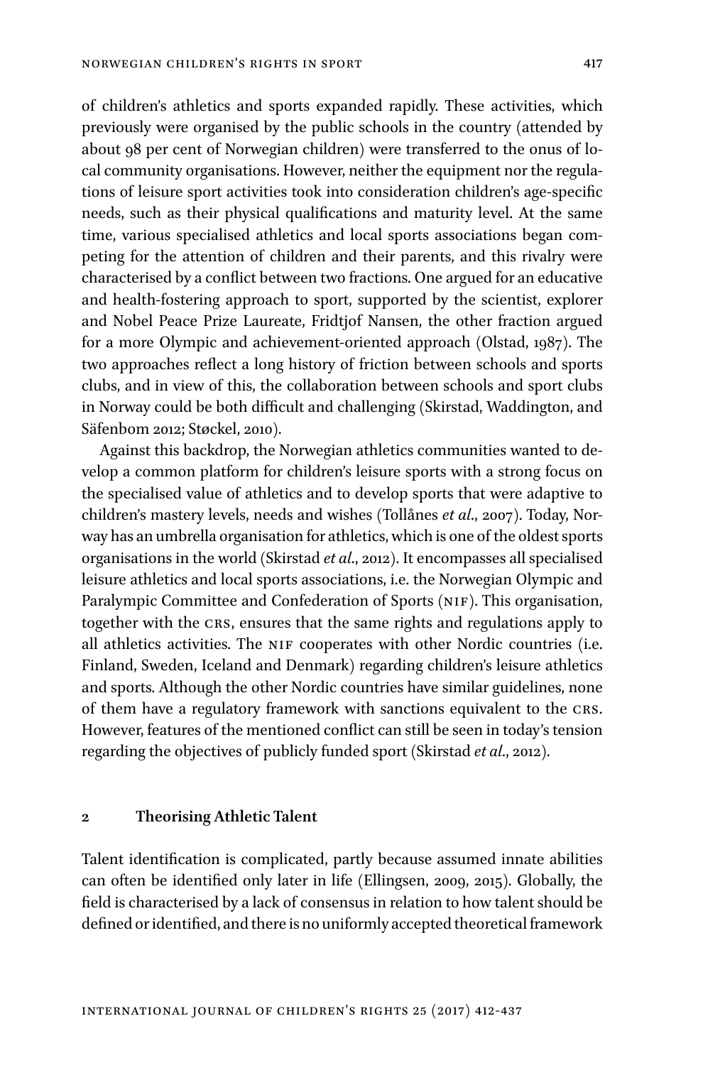of children's athletics and sports expanded rapidly. These activities, which previously were organised by the public schools in the country (attended by about 98 per cent of Norwegian children) were transferred to the onus of local community organisations. However, neither the equipment nor the regulations of leisure sport activities took into consideration children's age-specific needs, such as their physical qualifications and maturity level. At the same time, various specialised athletics and local sports associations began competing for the attention of children and their parents, and this rivalry were characterised by a conflict between two fractions. One argued for an educative and health-fostering approach to sport, supported by the scientist, explorer and Nobel Peace Prize Laureate, Fridtjof Nansen, the other fraction argued for a more Olympic and achievement-oriented approach (Olstad, 1987). The two approaches reflect a long history of friction between schools and sports clubs, and in view of this, the collaboration between schools and sport clubs in Norway could be both difficult and challenging (Skirstad, Waddington, and Säfenbom 2012; Støckel, 2010).

Against this backdrop, the Norwegian athletics communities wanted to develop a common platform for children's leisure sports with a strong focus on the specialised value of athletics and to develop sports that were adaptive to children's mastery levels, needs and wishes (Tollånes *et al.*, 2007). Today, Norway has an umbrella organisation for athletics, which is one of the oldest sports organisations in the world (Skirstad *et al.*, 2012). It encompasses all specialised leisure athletics and local sports associations, i.e. the Norwegian Olympic and Paralympic Committee and Confederation of Sports (NIF). This organisation, together with the CRS, ensures that the same rights and regulations apply to all athletics activities. The NIF cooperates with other Nordic countries (i.e. Finland, Sweden, Iceland and Denmark) regarding children's leisure athletics and sports. Although the other Nordic countries have similar guidelines, none of them have a regulatory framework with sanctions equivalent to the CRS. However, features of the mentioned conflict can still be seen in today's tension regarding the objectives of publicly funded sport (Skirstad *et al.*, 2012).

## 2 Theorising Athletic Talent

Talent identification is complicated, partly because assumed innate abilities can often be identified only later in life (Ellingsen, 2009, 2015). Globally, the field is characterised by a lack of consensus in relation to how talent should be defined or identified, and there is no uniformly accepted theoretical framework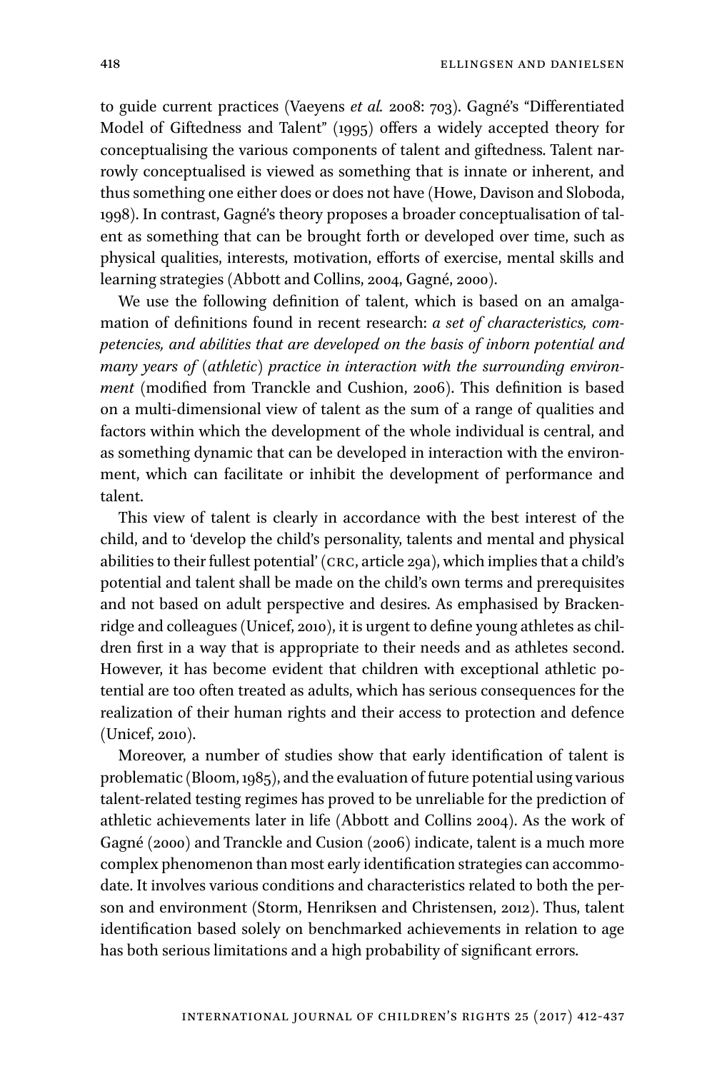to guide current practices (Vaeyens *et al.* 2008: 703). Gagné's "Differentiated Model of Giftedness and Talent" (1995) offers a widely accepted theory for conceptualising the various components of talent and giftedness. Talent narrowly conceptualised is viewed as something that is innate or inherent, and thus something one either does or does not have (Howe, Davison and Sloboda, 1998). In contrast, Gagné's theory proposes a broader conceptualisation of talent as something that can be brought forth or developed over time, such as physical qualities, interests, motivation, efforts of exercise, mental skills and learning strategies (Abbott and Collins, 2004, Gagné, 2000).

We use the following definition of talent, which is based on an amalgamation of definitions found in recent research: *a set of characteristics, competencies, and abilities that are developed on the basis of inborn potential and many years of (athletic) practice in interaction with the surrounding environment* (modified from Tranckle and Cushion, 2006). This definition is based on a multi-dimensional view of talent as the sum of a range of qualities and factors within which the development of the whole individual is central, and as something dynamic that can be developed in interaction with the environment, which can facilitate or inhibit the development of performance and talent.

This view of talent is clearly in accordance with the best interest of the child, and to 'develop the child's personality, talents and mental and physical abilities to their fullest potential' (CRC, article 29a), which implies that a child's potential and talent shall be made on the child's own terms and prerequisites and not based on adult perspective and desires. As emphasised by Brackenridge and colleagues (Unicef, 2010), it is urgent to define young athletes as children first in a way that is appropriate to their needs and as athletes second. However, it has become evident that children with exceptional athletic potential are too often treated as adults, which has serious consequences for the realization of their human rights and their access to protection and defence (Unicef, 2010).

Moreover, a number of studies show that early identification of talent is problematic (Bloom, 1985), and the evaluation of future potential using various talent-related testing regimes has proved to be unreliable for the prediction of athletic achievements later in life (Abbott and Collins 2004). As the work of Gagné (2000) and Tranckle and Cusion (2006) indicate, talent is a much more complex phenomenon than most early identification strategies can accommodate. It involves various conditions and characteristics related to both the person and environment (Storm, Henriksen and Christensen, 2012). Thus, talent identification based solely on benchmarked achievements in relation to age has both serious limitations and a high probability of significant errors.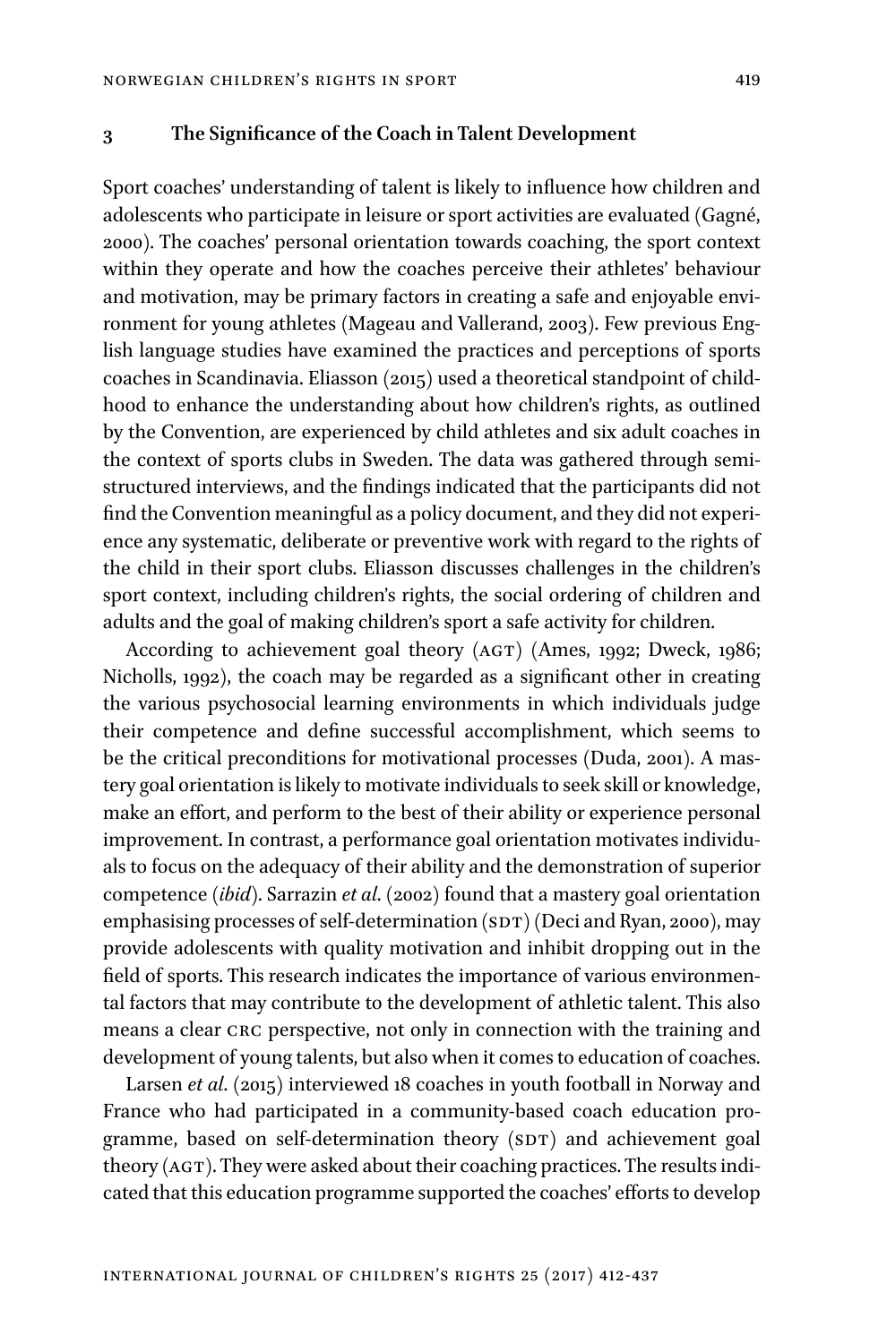## 3 The Significance of the Coach in Talent Development

Sport coaches' understanding of talent is likely to influence how children and adolescents who participate in leisure or sport activities are evaluated (Gagné, 2000). The coaches' personal orientation towards coaching, the sport context within they operate and how the coaches perceive their athletes' behaviour and motivation, may be primary factors in creating a safe and enjoyable environment for young athletes (Mageau and Vallerand, 2003). Few previous English language studies have examined the practices and perceptions of sports coaches in Scandinavia. Eliasson (2015) used a theoretical standpoint of childhood to enhance the understanding about how children's rights, as outlined by the Convention, are experienced by child athletes and six adult coaches in the context of sports clubs in Sweden. The data was gathered through semi-structured interviews, and the findings indicated that the participants did not find the Convention meaningful as a policy document, and they did not experience any systematic, deliberate or preventive work with regard to the rights of the child in their sport clubs. Eliasson discusses challenges in the children's sport context, including children's rights, the social ordering of children and adults and the goal of making children's sport a safe activity for children.

According to achievement goal theory (AGT) (Ames, 1992; Dweck, 1986; Nicholls, 1992), the coach may be regarded as a significant other in creating the various psychosocial learning environments in which individuals judge their competence and define successful accomplishment, which seems to be the critical preconditions for motivational processes (Duda, 2001). A mastery goal orientation is likely to motivate individuals to seek skill or knowledge, make an effort, and perform to the best of their ability or experience personal improvement. In contrast, a performance goal orientation motivates individuals to focus on the adequacy of their ability and the demonstration of superior competence (*ibid*). Sarrazin *et al.* (2002) found that a mastery goal orientation emphasising processes of self-determination (SDT) (Deci and Ryan, 2000), may provide adolescents with quality motivation and inhibit dropping out in the field of sports. This research indicates the importance of various environmental factors that may contribute to the development of athletic talent. This also means a clear CRC perspective, not only in connection with the training and development of young talents, but also when it comes to education of coaches.

Larsen *et al.* (2015) interviewed 18 coaches in youth football in Norway and France who had participated in a community-based coach education programme, based on self-determination theory (SDT) and achievement goal theory (AGT). They were asked about their coaching practices. The results indicated that this education programme supported the coaches' efforts to develop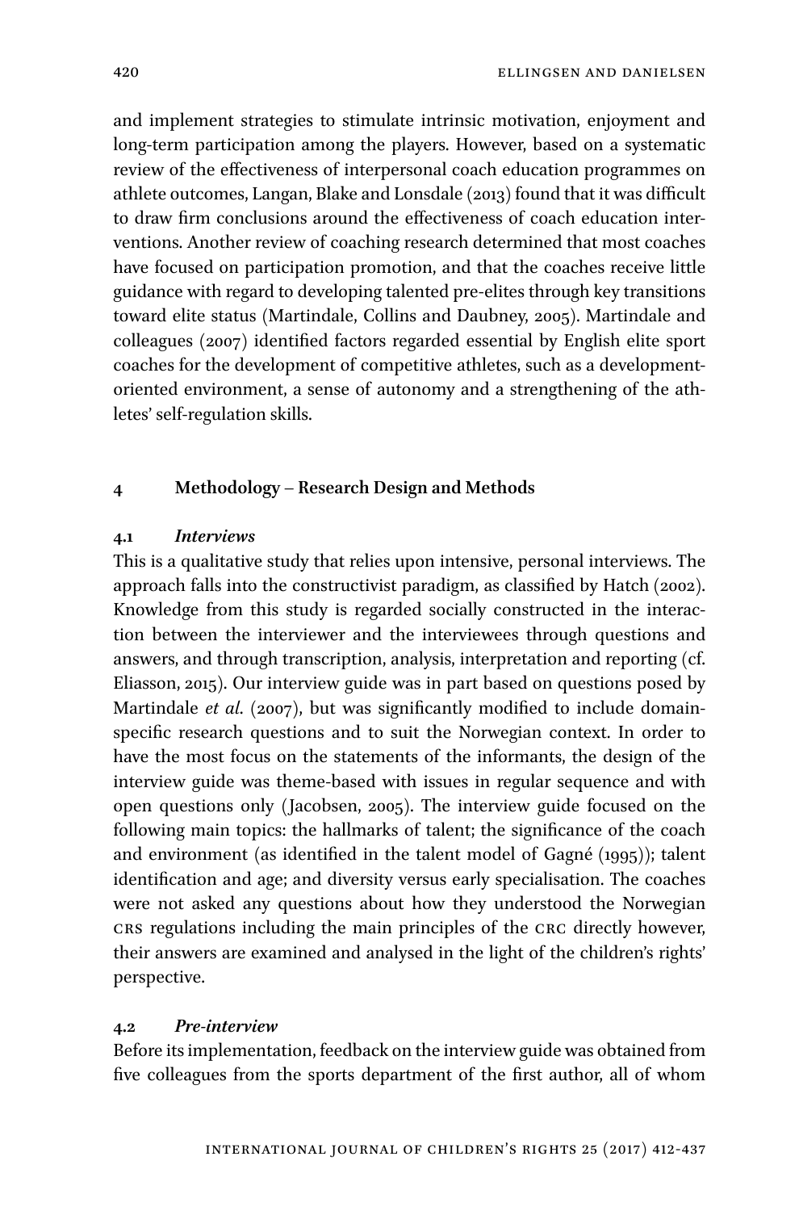and implement strategies to stimulate intrinsic motivation, enjoyment and long-term participation among the players. However, based on a systematic review of the effectiveness of interpersonal coach education programmes on athlete outcomes, Langan, Blake and Lonsdale (2013) found that it was difficult to draw firm conclusions around the effectiveness of coach education interventions. Another review of coaching research determined that most coaches have focused on participation promotion, and that the coaches receive little guidance with regard to developing talented pre-elites through key transitions toward elite status (Martindale, Collins and Daubney, 2005). Martindale and colleagues (2007) identified factors regarded essential by English elite sport coaches for the development of competitive athletes, such as a development-oriented environment, a sense of autonomy and a strengthening of the athletes' self-regulation skills.

## 4 Methodology – Research Design and Methods

### 4.1 *Interviews*

This is a qualitative study that relies upon intensive, personal interviews. The approach falls into the constructivist paradigm, as classified by Hatch (2002). Knowledge from this study is regarded socially constructed in the interaction between the interviewer and the interviewees through questions and answers, and through transcription, analysis, interpretation and reporting (cf. Eliasson, 2015). Our interview guide was in part based on questions posed by Martindale *et al.* (2007), but was significantly modified to include domain-specific research questions and to suit the Norwegian context. In order to have the most focus on the statements of the informants, the design of the interview guide was theme-based with issues in regular sequence and with open questions only (Jacobsen, 2005). The interview guide focused on the following main topics: the hallmarks of talent; the significance of the coach and environment (as identified in the talent model of Gagné (1995)); talent identification and age; and diversity versus early specialisation. The coaches were not asked any questions about how they understood the Norwegian CRS regulations including the main principles of the CRC directly however, their answers are examined and analysed in the light of the children's rights' perspective.

### 4.2 *Pre-interview*

Before its implementation, feedback on the interview guide was obtained from five colleagues from the sports department of the first author, all of whom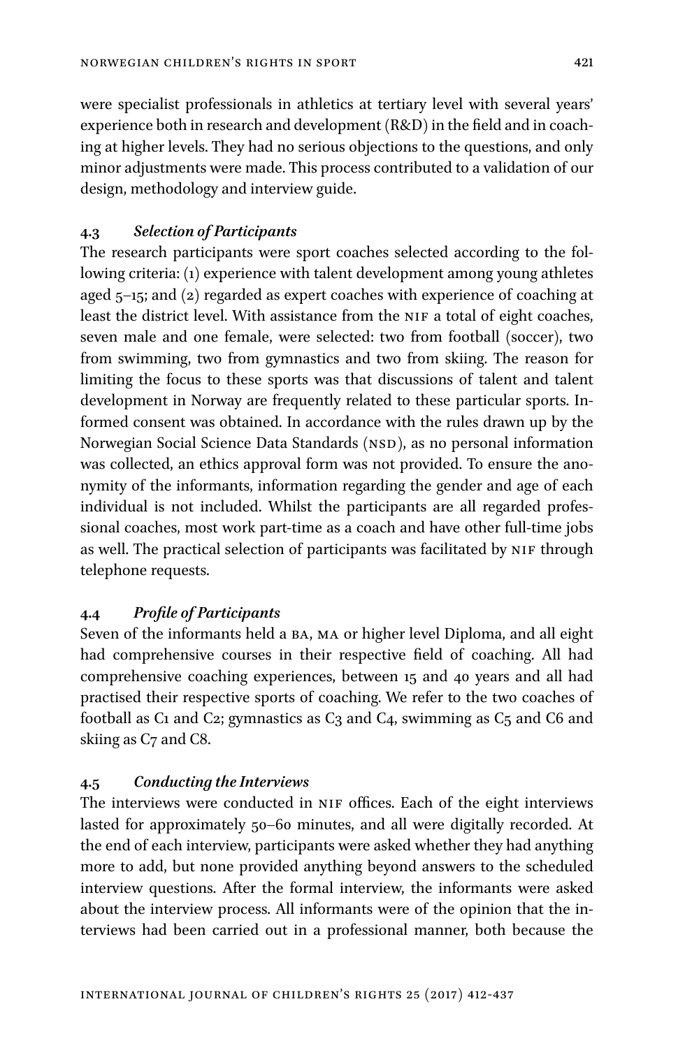were specialist professionals in athletics at tertiary level with several years' experience both in research and development (R&D) in the field and in coaching at higher levels. They had no serious objections to the questions, and only minor adjustments were made. This process contributed to a validation of our design, methodology and interview guide.

### 4.3 *Selection of Participants*

The research participants were sport coaches selected according to the following criteria: (1) experience with talent development among young athletes aged 5–15; and (2) regarded as expert coaches with experience of coaching at least the district level. With assistance from the NIF a total of eight coaches, seven male and one female, were selected: two from football (soccer), two from swimming, two from gymnastics and two from skiing. The reason for limiting the focus to these sports was that discussions of talent and talent development in Norway are frequently related to these particular sports. Informed consent was obtained. In accordance with the rules drawn up by the Norwegian Social Science Data Standards (NSD), as no personal information was collected, an ethics approval form was not provided. To ensure the anonymity of the informants, information regarding the gender and age of each individual is not included. Whilst the participants are all regarded professional coaches, most work part-time as a coach and have other full-time jobs as well. The practical selection of participants was facilitated by NIF through telephone requests.

### 4.4 *Profile of Participants*

Seven of the informants held a BA, MA or higher level Diploma, and all eight had comprehensive courses in their respective field of coaching. All had comprehensive coaching experiences, between 15 and 40 years and all had practised their respective sports of coaching. We refer to the two coaches of football as C1 and C2; gymnastics as C3 and C4, swimming as C5 and C6 and skiing as C7 and C8.

### 4.5 *Conducting the Interviews*

The interviews were conducted in NIF offices. Each of the eight interviews lasted for approximately 50–60 minutes, and all were digitally recorded. At the end of each interview, participants were asked whether they had anything more to add, but none provided anything beyond answers to the scheduled interview questions. After the formal interview, the informants were asked about the interview process. All informants were of the opinion that the interviews had been carried out in a professional manner, both because the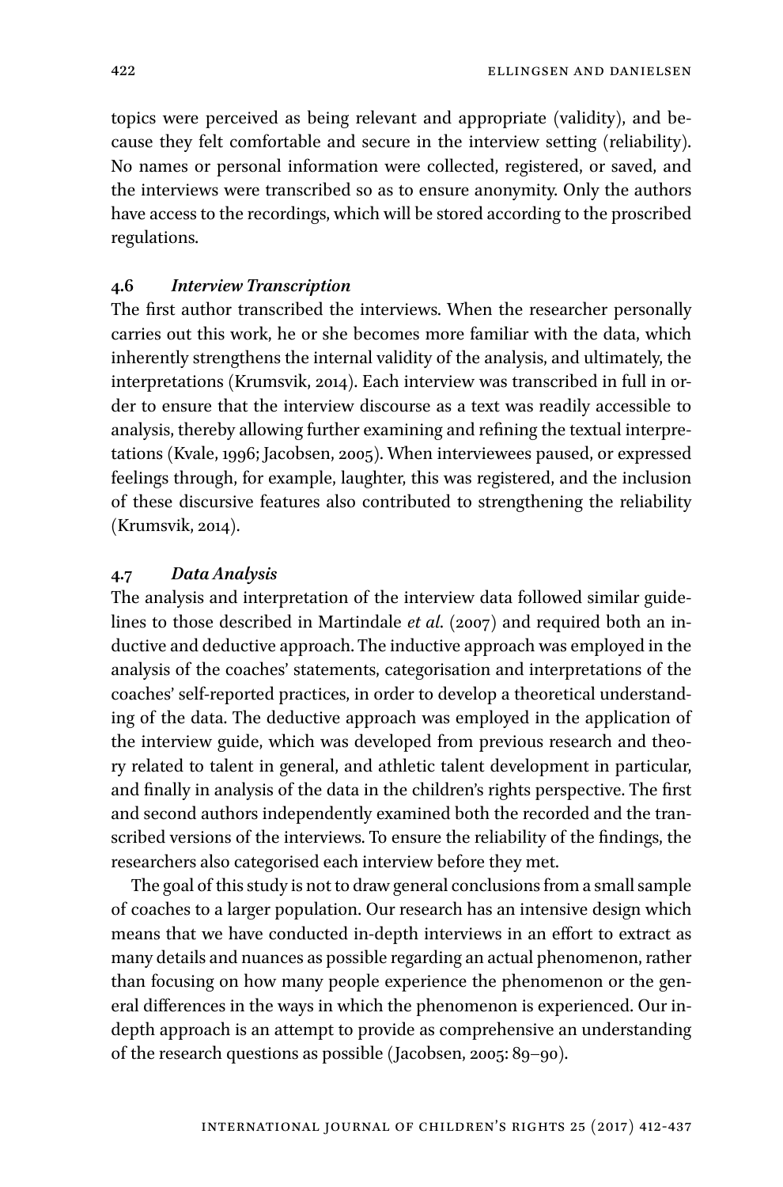topics were perceived as being relevant and appropriate (validity), and because they felt comfortable and secure in the interview setting (reliability). No names or personal information were collected, registered, or saved, and the interviews were transcribed so as to ensure anonymity. Only the authors have access to the recordings, which will be stored according to the proscribed regulations.

### 4.6 *Interview Transcription*

The first author transcribed the interviews. When the researcher personally carries out this work, he or she becomes more familiar with the data, which inherently strengthens the internal validity of the analysis, and ultimately, the interpretations (Krumsvik, 2014). Each interview was transcribed in full in order to ensure that the interview discourse as a text was readily accessible to analysis, thereby allowing further examining and refining the textual interpretations (Kvale, 1996; Jacobsen, 2005). When interviewees paused, or expressed feelings through, for example, laughter, this was registered, and the inclusion of these discursive features also contributed to strengthening the reliability (Krumsvik, 2014).

### 4.7 *Data Analysis*

The analysis and interpretation of the interview data followed similar guidelines to those described in Martindale *et al.* (2007) and required both an inductive and deductive approach. The inductive approach was employed in the analysis of the coaches' statements, categorisation and interpretations of the coaches' self-reported practices, in order to develop a theoretical understanding of the data. The deductive approach was employed in the application of the interview guide, which was developed from previous research and theory related to talent in general, and athletic talent development in particular, and finally in analysis of the data in the children's rights perspective. The first and second authors independently examined both the recorded and the transcribed versions of the interviews. To ensure the reliability of the findings, the researchers also categorised each interview before they met.

The goal of this study is not to draw general conclusions from a small sample of coaches to a larger population. Our research has an intensive design which means that we have conducted in-depth interviews in an effort to extract as many details and nuances as possible regarding an actual phenomenon, rather than focusing on how many people experience the phenomenon or the general differences in the ways in which the phenomenon is experienced. Our in-depth approach is an attempt to provide as comprehensive an understanding of the research questions as possible (Jacobsen, 2005: 89–90).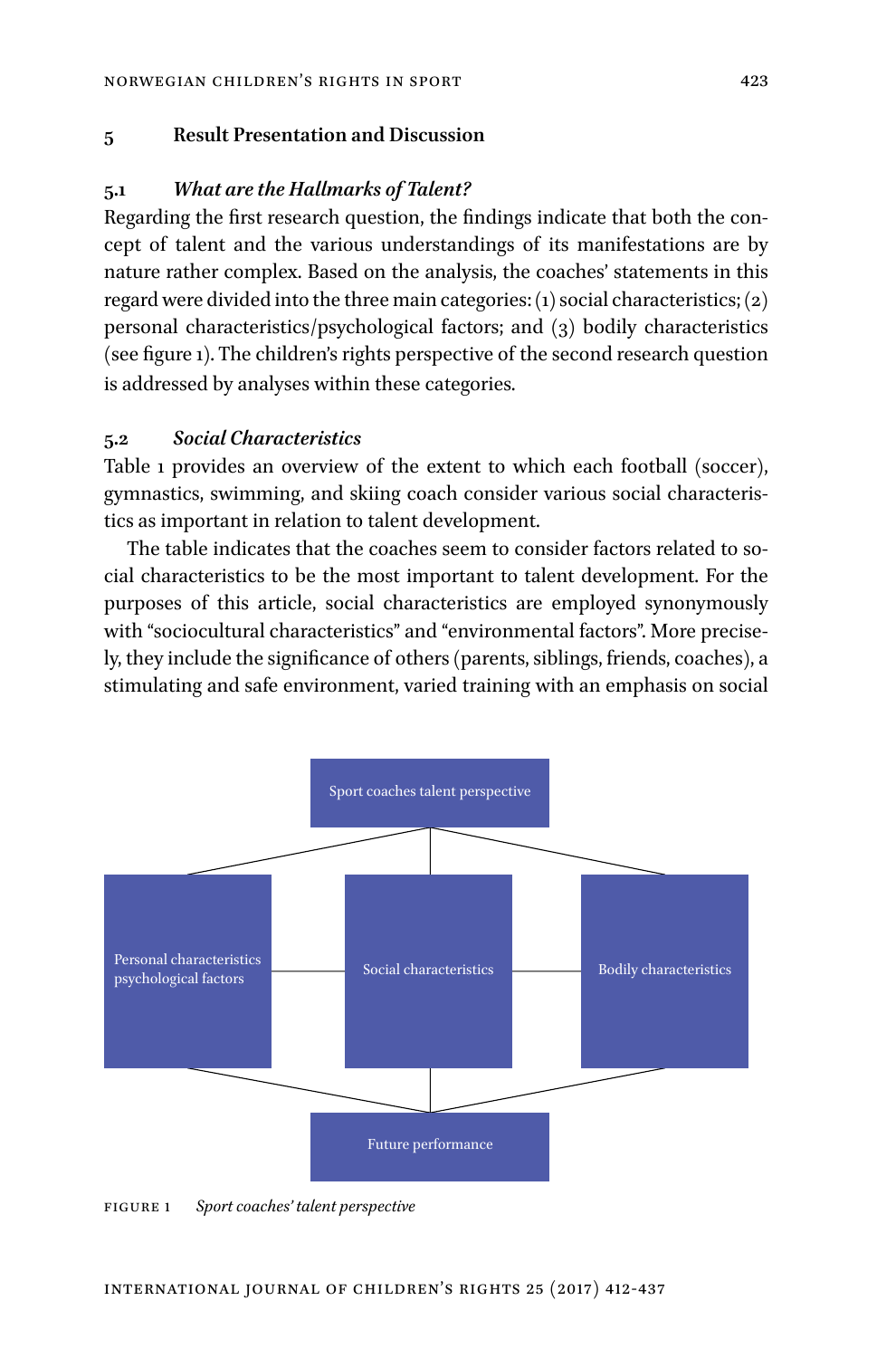## 5 Result Presentation and Discussion

### 5.1 *What are the Hallmarks of Talent?*

Regarding the first research question, the findings indicate that both the concept of talent and the various understandings of its manifestations are by nature rather complex. Based on the analysis, the coaches' statements in this regard were divided into the three main categories: (1) social characteristics; (2) personal characteristics/psychological factors; and (3) bodily characteristics (see figure 1). The children's rights perspective of the second research question is addressed by analyses within these categories.

### 5.2 *Social Characteristics*

Table 1 provides an overview of the extent to which each football (soccer), gymnastics, swimming, and skiing coach consider various social characteristics as important in relation to talent development.

The table indicates that the coaches seem to consider factors related to social characteristics to be the most important to talent development. For the purposes of this article, social characteristics are employed synonymously with "sociocultural characteristics" and "environmental factors". More precisely, they include the significance of others (parents, siblings, friends, coaches), a stimulating and safe environment, varied training with an emphasis on social

Sport coaches talent perspective

Personal characteristics psychological factors

Social characteristics

Bodily characteristics

Future performance

FIGURE 1 *Sport coaches' talent perspective*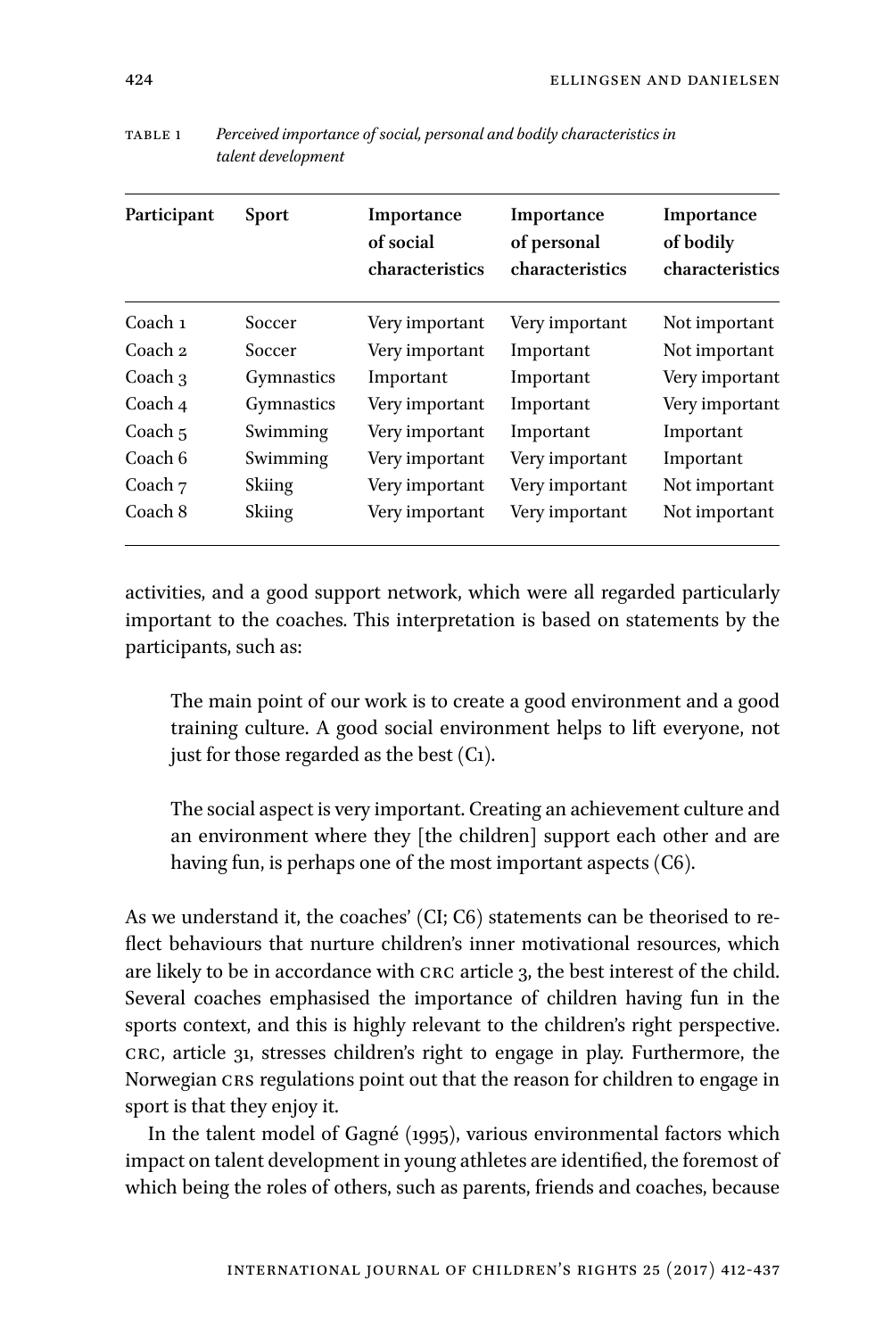Table 1 *Perceived importance of social, personal and bodily characteristics in talent development*

| Participant | Sport | Importance of social characteristics | Importance of personal characteristics | Importance of bodily characteristics |
|---|---|---|---|---|
| Coach 1 | Soccer | Very important | Very important | Not important |
| Coach 2 | Soccer | Very important | Important | Not important |
| Coach 3 | Gymnastics | Important | Important | Very important |
| Coach 4 | Gymnastics | Very important | Important | Very important |
| Coach 5 | Swimming | Very important | Important | Important |
| Coach 6 | Swimming | Very important | Very important | Important |
| Coach 7 | Skiing | Very important | Very important | Not important |
| Coach 8 | Skiing | Very important | Very important | Not important |

activities, and a good support network, which were all regarded particularly important to the coaches. This interpretation is based on statements by the participants, such as:

> The main point of our work is to create a good environment and a good training culture. A good social environment helps to lift everyone, not just for those regarded as the best (C1).

> The social aspect is very important. Creating an achievement culture and an environment where they [the children] support each other and are having fun, is perhaps one of the most important aspects (C6).

As we understand it, the coaches' (CI; C6) statements can be theorised to reflect behaviours that nurture children's inner motivational resources, which are likely to be in accordance with CRC article 3, the best interest of the child. Several coaches emphasised the importance of children having fun in the sports context, and this is highly relevant to the children's right perspective. CRC, article 31, stresses children's right to engage in play. Furthermore, the Norwegian CRS regulations point out that the reason for children to engage in sport is that they enjoy it.

In the talent model of Gagné (1995), various environmental factors which impact on talent development in young athletes are identified, the foremost of which being the roles of others, such as parents, friends and coaches, because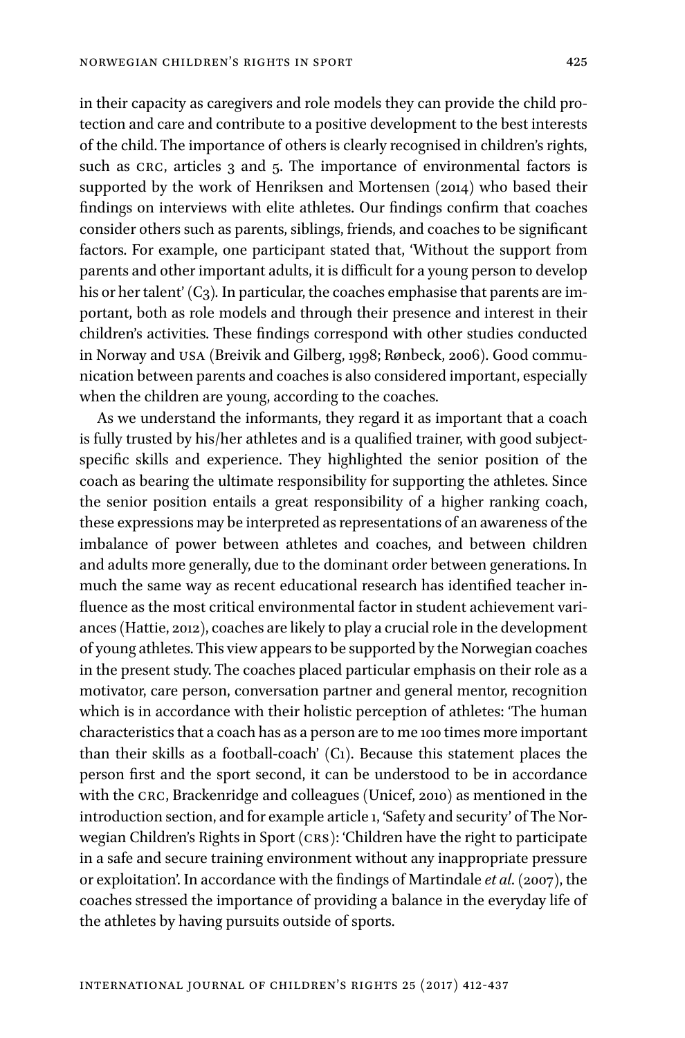in their capacity as caregivers and role models they can provide the child protection and care and contribute to a positive development to the best interests of the child. The importance of others is clearly recognised in children's rights, such as CRC, articles 3 and 5. The importance of environmental factors is supported by the work of Henriksen and Mortensen (2014) who based their findings on interviews with elite athletes. Our findings confirm that coaches consider others such as parents, siblings, friends, and coaches to be significant factors. For example, one participant stated that, 'Without the support from parents and other important adults, it is difficult for a young person to develop his or her talent' (C3). In particular, the coaches emphasise that parents are important, both as role models and through their presence and interest in their children's activities. These findings correspond with other studies conducted in Norway and USA (Breivik and Gilberg, 1998; Rønbeck, 2006). Good communication between parents and coaches is also considered important, especially when the children are young, according to the coaches.

As we understand the informants, they regard it as important that a coach is fully trusted by his/her athletes and is a qualified trainer, with good subject-specific skills and experience. They highlighted the senior position of the coach as bearing the ultimate responsibility for supporting the athletes. Since the senior position entails a great responsibility of a higher ranking coach, these expressions may be interpreted as representations of an awareness of the imbalance of power between athletes and coaches, and between children and adults more generally, due to the dominant order between generations. In much the same way as recent educational research has identified teacher influence as the most critical environmental factor in student achievement variances (Hattie, 2012), coaches are likely to play a crucial role in the development of young athletes. This view appears to be supported by the Norwegian coaches in the present study. The coaches placed particular emphasis on their role as a motivator, care person, conversation partner and general mentor, recognition which is in accordance with their holistic perception of athletes: 'The human characteristics that a coach has as a person are to me 100 times more important than their skills as a football-coach' (C1). Because this statement places the person first and the sport second, it can be understood to be in accordance with the CRC, Brackenridge and colleagues (Unicef, 2010) as mentioned in the introduction section, and for example article 1, 'Safety and security' of The Norwegian Children's Rights in Sport (CRS): 'Children have the right to participate in a safe and secure training environment without any inappropriate pressure or exploitation'. In accordance with the findings of Martindale *et al.* (2007), the coaches stressed the importance of providing a balance in the everyday life of the athletes by having pursuits outside of sports.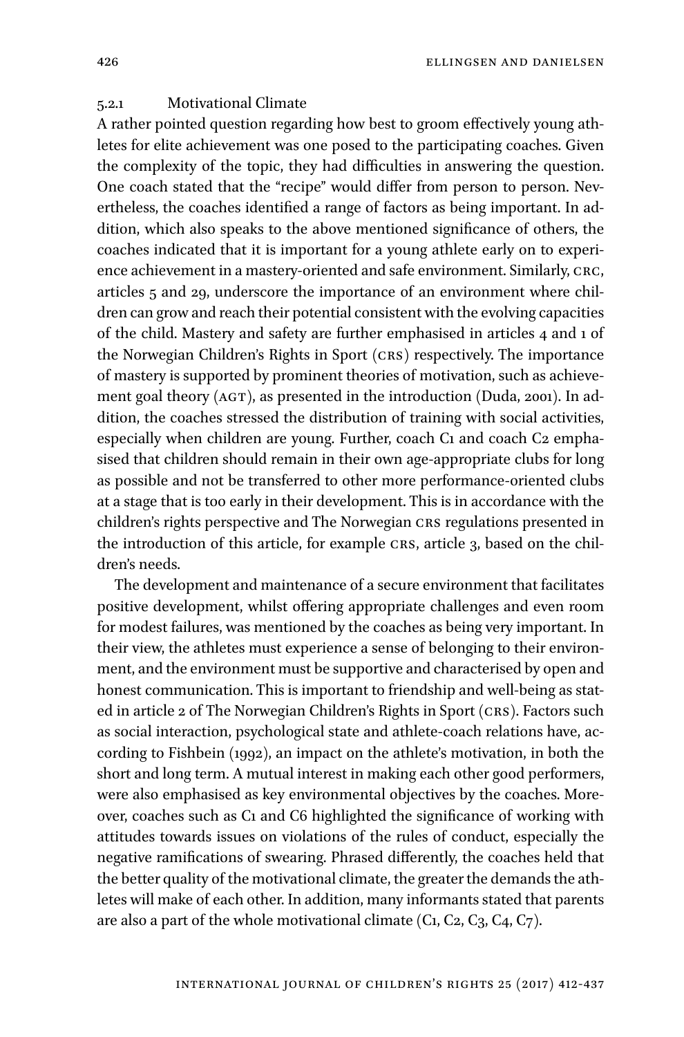#### 5.2.1 Motivational Climate

A rather pointed question regarding how best to groom effectively young athletes for elite achievement was one posed to the participating coaches. Given the complexity of the topic, they had difficulties in answering the question. One coach stated that the "recipe" would differ from person to person. Nevertheless, the coaches identified a range of factors as being important. In addition, which also speaks to the above mentioned significance of others, the coaches indicated that it is important for a young athlete early on to experience achievement in a mastery-oriented and safe environment. Similarly, CRC, articles 5 and 29, underscore the importance of an environment where children can grow and reach their potential consistent with the evolving capacities of the child. Mastery and safety are further emphasised in articles 4 and 1 of the Norwegian Children's Rights in Sport (CRS) respectively. The importance of mastery is supported by prominent theories of motivation, such as achievement goal theory (AGT), as presented in the introduction (Duda, 2001). In addition, the coaches stressed the distribution of training with social activities, especially when children are young. Further, coach C1 and coach C2 emphasised that children should remain in their own age-appropriate clubs for long as possible and not be transferred to other more performance-oriented clubs at a stage that is too early in their development. This is in accordance with the children's rights perspective and The Norwegian CRS regulations presented in the introduction of this article, for example CRS, article 3, based on the children's needs.

The development and maintenance of a secure environment that facilitates positive development, whilst offering appropriate challenges and even room for modest failures, was mentioned by the coaches as being very important. In their view, the athletes must experience a sense of belonging to their environment, and the environment must be supportive and characterised by open and honest communication. This is important to friendship and well-being as stated in article 2 of The Norwegian Children's Rights in Sport (CRS). Factors such as social interaction, psychological state and athlete-coach relations have, according to Fishbein (1992), an impact on the athlete's motivation, in both the short and long term. A mutual interest in making each other good performers, were also emphasised as key environmental objectives by the coaches. Moreover, coaches such as C1 and C6 highlighted the significance of working with attitudes towards issues on violations of the rules of conduct, especially the negative ramifications of swearing. Phrased differently, the coaches held that the better quality of the motivational climate, the greater the demands the athletes will make of each other. In addition, many informants stated that parents are also a part of the whole motivational climate (C1, C2, C3, C4, C7).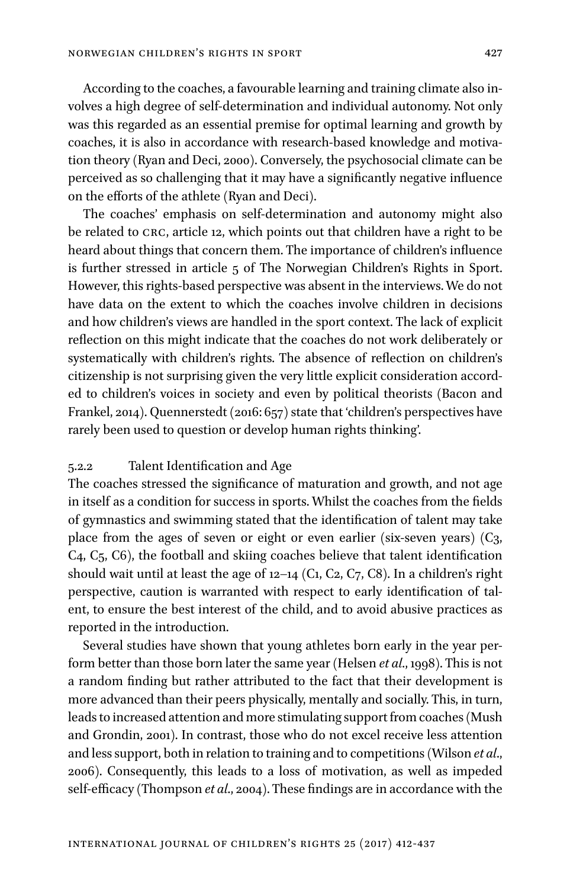According to the coaches, a favourable learning and training climate also involves a high degree of self-determination and individual autonomy. Not only was this regarded as an essential premise for optimal learning and growth by coaches, it is also in accordance with research-based knowledge and motivation theory (Ryan and Deci, 2000). Conversely, the psychosocial climate can be perceived as so challenging that it may have a significantly negative influence on the efforts of the athlete (Ryan and Deci).

The coaches' emphasis on self-determination and autonomy might also be related to CRC, article 12, which points out that children have a right to be heard about things that concern them. The importance of children's influence is further stressed in article 5 of The Norwegian Children's Rights in Sport. However, this rights-based perspective was absent in the interviews. We do not have data on the extent to which the coaches involve children in decisions and how children's views are handled in the sport context. The lack of explicit reflection on this might indicate that the coaches do not work deliberately or systematically with children's rights. The absence of reflection on children's citizenship is not surprising given the very little explicit consideration accorded to children's voices in society and even by political theorists (Bacon and Frankel, 2014). Quennerstedt (2016: 657) state that 'children's perspectives have rarely been used to question or develop human rights thinking'.

### 5.2.2 Talent Identification and Age

The coaches stressed the significance of maturation and growth, and not age in itself as a condition for success in sports. Whilst the coaches from the fields of gymnastics and swimming stated that the identification of talent may take place from the ages of seven or eight or even earlier (six-seven years) (C3, C4, C5, C6), the football and skiing coaches believe that talent identification should wait until at least the age of 12–14 (C1, C2, C7, C8). In a children's right perspective, caution is warranted with respect to early identification of talent, to ensure the best interest of the child, and to avoid abusive practices as reported in the introduction.

Several studies have shown that young athletes born early in the year perform better than those born later the same year (Helsen *et al.*, 1998). This is not a random finding but rather attributed to the fact that their development is more advanced than their peers physically, mentally and socially. This, in turn, leads to increased attention and more stimulating support from coaches (Mush and Grondin, 2001). In contrast, those who do not excel receive less attention and less support, both in relation to training and to competitions (Wilson *et al.*, 2006). Consequently, this leads to a loss of motivation, as well as impeded self-efficacy (Thompson *et al.*, 2004). These findings are in accordance with the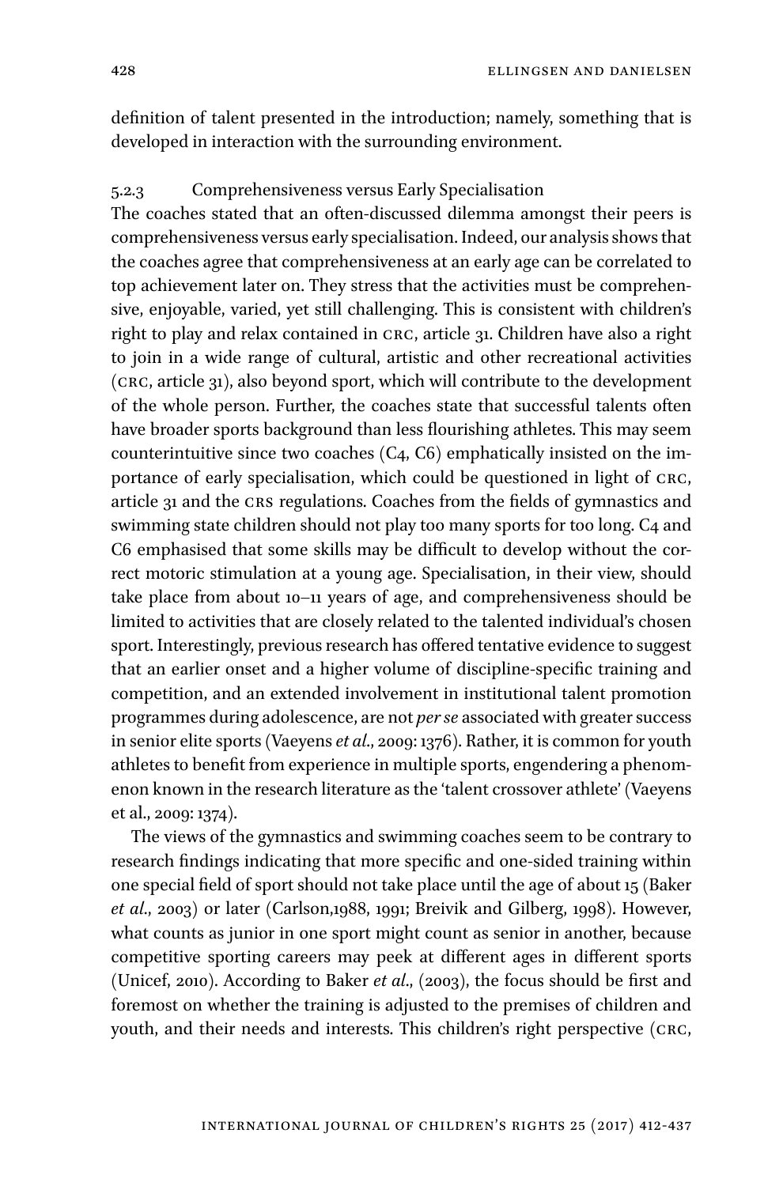definition of talent presented in the introduction; namely, something that is developed in interaction with the surrounding environment.

#### 5.2.3 Comprehensiveness versus Early Specialisation

The coaches stated that an often-discussed dilemma amongst their peers is comprehensiveness versus early specialisation. Indeed, our analysis shows that the coaches agree that comprehensiveness at an early age can be correlated to top achievement later on. They stress that the activities must be comprehensive, enjoyable, varied, yet still challenging. This is consistent with children's right to play and relax contained in CRC, article 31. Children have also a right to join in a wide range of cultural, artistic and other recreational activities (CRC, article 31), also beyond sport, which will contribute to the development of the whole person. Further, the coaches state that successful talents often have broader sports background than less flourishing athletes. This may seem counterintuitive since two coaches (C4, C6) emphatically insisted on the importance of early specialisation, which could be questioned in light of CRC, article 31 and the CRS regulations. Coaches from the fields of gymnastics and swimming state children should not play too many sports for too long. C4 and C6 emphasised that some skills may be difficult to develop without the correct motoric stimulation at a young age. Specialisation, in their view, should take place from about 10–11 years of age, and comprehensiveness should be limited to activities that are closely related to the talented individual's chosen sport. Interestingly, previous research has offered tentative evidence to suggest that an earlier onset and a higher volume of discipline-specific training and competition, and an extended involvement in institutional talent promotion programmes during adolescence, are not *per se* associated with greater success in senior elite sports (Vaeyens *et al.*, 2009: 1376). Rather, it is common for youth athletes to benefit from experience in multiple sports, engendering a phenomenon known in the research literature as the 'talent crossover athlete' (Vaeyens et al., 2009: 1374).

The views of the gymnastics and swimming coaches seem to be contrary to research findings indicating that more specific and one-sided training within one special field of sport should not take place until the age of about 15 (Baker *et al.*, 2003) or later (Carlson,1988, 1991; Breivik and Gilberg, 1998). However, what counts as junior in one sport might count as senior in another, because competitive sporting careers may peek at different ages in different sports (Unicef, 2010). According to Baker *et al.*, (2003), the focus should be first and foremost on whether the training is adjusted to the premises of children and youth, and their needs and interests. This children's right perspective (CRC,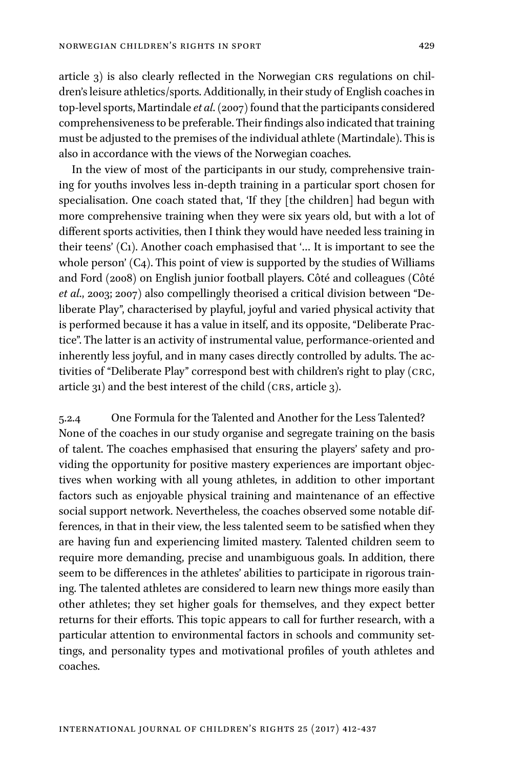article 3) is also clearly reflected in the Norwegian CRS regulations on children's leisure athletics/sports. Additionally, in their study of English coaches in top-level sports, Martindale *et al*. (2007) found that the participants considered comprehensiveness to be preferable. Their findings also indicated that training must be adjusted to the premises of the individual athlete (Martindale). This is also in accordance with the views of the Norwegian coaches.

In the view of most of the participants in our study, comprehensive training for youths involves less in-depth training in a particular sport chosen for specialisation. One coach stated that, 'If they [the children] had begun with more comprehensive training when they were six years old, but with a lot of different sports activities, then I think they would have needed less training in their teens' (C1). Another coach emphasised that '… It is important to see the whole person' (C4). This point of view is supported by the studies of Williams and Ford (2008) on English junior football players. Côté and colleagues (Côté *et al*., 2003; 2007) also compellingly theorised a critical division between "Deliberate Play", characterised by playful, joyful and varied physical activity that is performed because it has a value in itself, and its opposite, "Deliberate Practice". The latter is an activity of instrumental value, performance-oriented and inherently less joyful, and in many cases directly controlled by adults. The activities of "Deliberate Play" correspond best with children's right to play (CRC, article 31) and the best interest of the child (CRS, article 3).

#### 5.2.4 One Formula for the Talented and Another for the Less Talented?

None of the coaches in our study organise and segregate training on the basis of talent. The coaches emphasised that ensuring the players' safety and providing the opportunity for positive mastery experiences are important objectives when working with all young athletes, in addition to other important factors such as enjoyable physical training and maintenance of an effective social support network. Nevertheless, the coaches observed some notable differences, in that in their view, the less talented seem to be satisfied when they are having fun and experiencing limited mastery. Talented children seem to require more demanding, precise and unambiguous goals. In addition, there seem to be differences in the athletes' abilities to participate in rigorous training. The talented athletes are considered to learn new things more easily than other athletes; they set higher goals for themselves, and they expect better returns for their efforts. This topic appears to call for further research, with a particular attention to environmental factors in schools and community settings, and personality types and motivational profiles of youth athletes and coaches.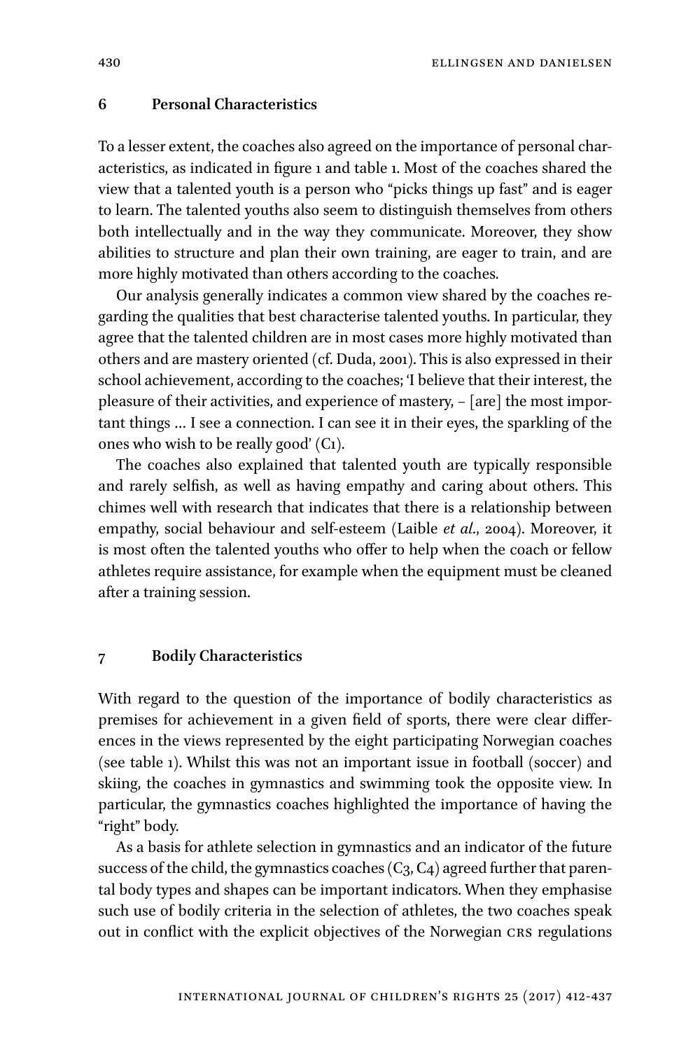## 6 Personal Characteristics

To a lesser extent, the coaches also agreed on the importance of personal characteristics, as indicated in figure 1 and table 1. Most of the coaches shared the view that a talented youth is a person who "picks things up fast" and is eager to learn. The talented youths also seem to distinguish themselves from others both intellectually and in the way they communicate. Moreover, they show abilities to structure and plan their own training, are eager to train, and are more highly motivated than others according to the coaches.

Our analysis generally indicates a common view shared by the coaches regarding the qualities that best characterise talented youths. In particular, they agree that the talented children are in most cases more highly motivated than others and are mastery oriented (cf. Duda, 2001). This is also expressed in their school achievement, according to the coaches; 'I believe that their interest, the pleasure of their activities, and experience of mastery, – [are] the most important things … I see a connection. I can see it in their eyes, the sparkling of the ones who wish to be really good' (C1).

The coaches also explained that talented youth are typically responsible and rarely selfish, as well as having empathy and caring about others. This chimes well with research that indicates that there is a relationship between empathy, social behaviour and self-esteem (Laible *et al.*, 2004). Moreover, it is most often the talented youths who offer to help when the coach or fellow athletes require assistance, for example when the equipment must be cleaned after a training session.

## 7 Bodily Characteristics

With regard to the question of the importance of bodily characteristics as premises for achievement in a given field of sports, there were clear differences in the views represented by the eight participating Norwegian coaches (see table 1). Whilst this was not an important issue in football (soccer) and skiing, the coaches in gymnastics and swimming took the opposite view. In particular, the gymnastics coaches highlighted the importance of having the "right" body.

As a basis for athlete selection in gymnastics and an indicator of the future success of the child, the gymnastics coaches (C3, C4) agreed further that parental body types and shapes can be important indicators. When they emphasise such use of bodily criteria in the selection of athletes, the two coaches speak out in conflict with the explicit objectives of the Norwegian CRS regulations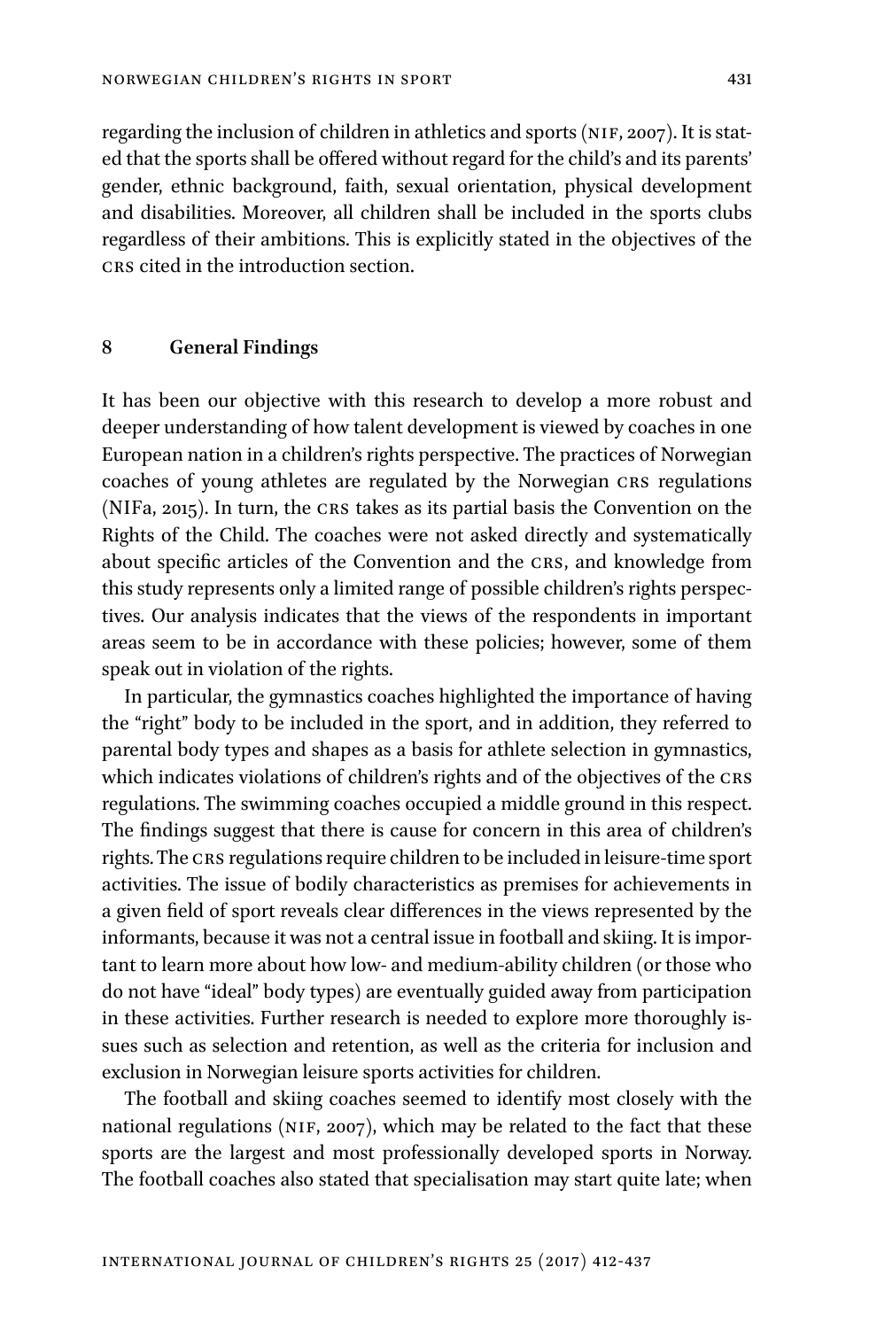regarding the inclusion of children in athletics and sports (NIF, 2007). It is stated that the sports shall be offered without regard for the child's and its parents' gender, ethnic background, faith, sexual orientation, physical development and disabilities. Moreover, all children shall be included in the sports clubs regardless of their ambitions. This is explicitly stated in the objectives of the CRS cited in the introduction section.

## 8 General Findings

It has been our objective with this research to develop a more robust and deeper understanding of how talent development is viewed by coaches in one European nation in a children's rights perspective. The practices of Norwegian coaches of young athletes are regulated by the Norwegian CRS regulations (NIFa, 2015). In turn, the CRS takes as its partial basis the Convention on the Rights of the Child. The coaches were not asked directly and systematically about specific articles of the Convention and the CRS, and knowledge from this study represents only a limited range of possible children's rights perspectives. Our analysis indicates that the views of the respondents in important areas seem to be in accordance with these policies; however, some of them speak out in violation of the rights.

In particular, the gymnastics coaches highlighted the importance of having the "right" body to be included in the sport, and in addition, they referred to parental body types and shapes as a basis for athlete selection in gymnastics, which indicates violations of children's rights and of the objectives of the CRS regulations. The swimming coaches occupied a middle ground in this respect. The findings suggest that there is cause for concern in this area of children's rights. The CRS regulations require children to be included in leisure-time sport activities. The issue of bodily characteristics as premises for achievements in a given field of sport reveals clear differences in the views represented by the informants, because it was not a central issue in football and skiing. It is important to learn more about how low- and medium-ability children (or those who do not have "ideal" body types) are eventually guided away from participation in these activities. Further research is needed to explore more thoroughly issues such as selection and retention, as well as the criteria for inclusion and exclusion in Norwegian leisure sports activities for children.

The football and skiing coaches seemed to identify most closely with the national regulations (NIF, 2007), which may be related to the fact that these sports are the largest and most professionally developed sports in Norway. The football coaches also stated that specialisation may start quite late; when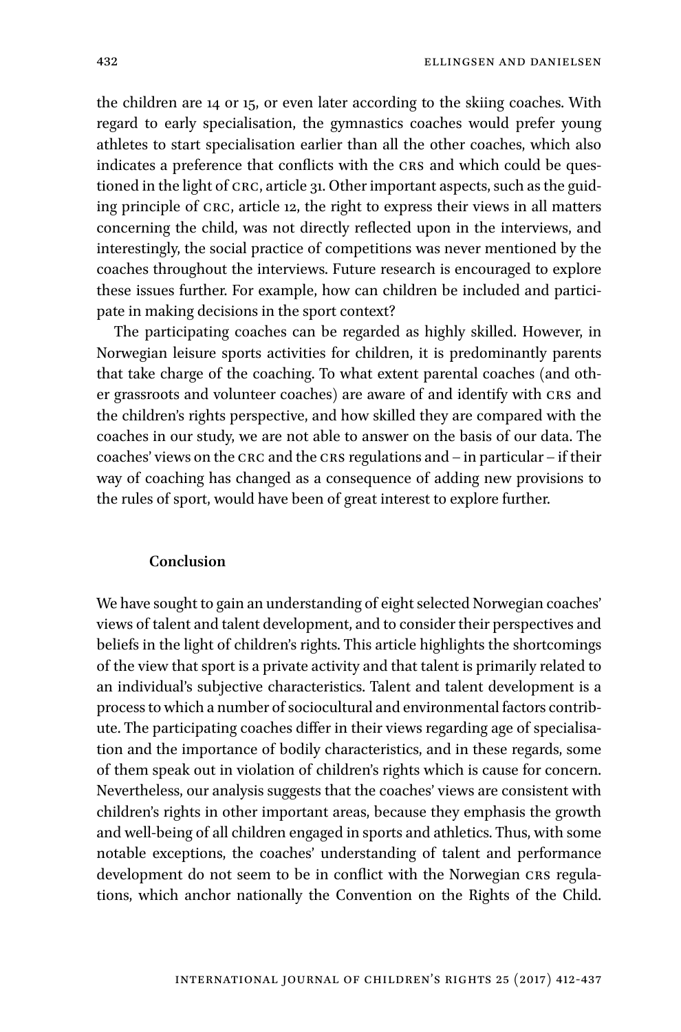the children are 14 or 15, or even later according to the skiing coaches. With regard to early specialisation, the gymnastics coaches would prefer young athletes to start specialisation earlier than all the other coaches, which also indicates a preference that conflicts with the CRS and which could be questioned in the light of CRC, article 31. Other important aspects, such as the guiding principle of CRC, article 12, the right to express their views in all matters concerning the child, was not directly reflected upon in the interviews, and interestingly, the social practice of competitions was never mentioned by the coaches throughout the interviews. Future research is encouraged to explore these issues further. For example, how can children be included and participate in making decisions in the sport context?

The participating coaches can be regarded as highly skilled. However, in Norwegian leisure sports activities for children, it is predominantly parents that take charge of the coaching. To what extent parental coaches (and other grassroots and volunteer coaches) are aware of and identify with CRS and the children's rights perspective, and how skilled they are compared with the coaches in our study, we are not able to answer on the basis of our data. The coaches' views on the CRC and the CRS regulations and – in particular – if their way of coaching has changed as a consequence of adding new provisions to the rules of sport, would have been of great interest to explore further.

## Conclusion

We have sought to gain an understanding of eight selected Norwegian coaches' views of talent and talent development, and to consider their perspectives and beliefs in the light of children's rights. This article highlights the shortcomings of the view that sport is a private activity and that talent is primarily related to an individual's subjective characteristics. Talent and talent development is a process to which a number of sociocultural and environmental factors contribute. The participating coaches differ in their views regarding age of specialisation and the importance of bodily characteristics, and in these regards, some of them speak out in violation of children's rights which is cause for concern. Nevertheless, our analysis suggests that the coaches' views are consistent with children's rights in other important areas, because they emphasis the growth and well-being of all children engaged in sports and athletics. Thus, with some notable exceptions, the coaches' understanding of talent and performance development do not seem to be in conflict with the Norwegian CRS regulations, which anchor nationally the Convention on the Rights of the Child.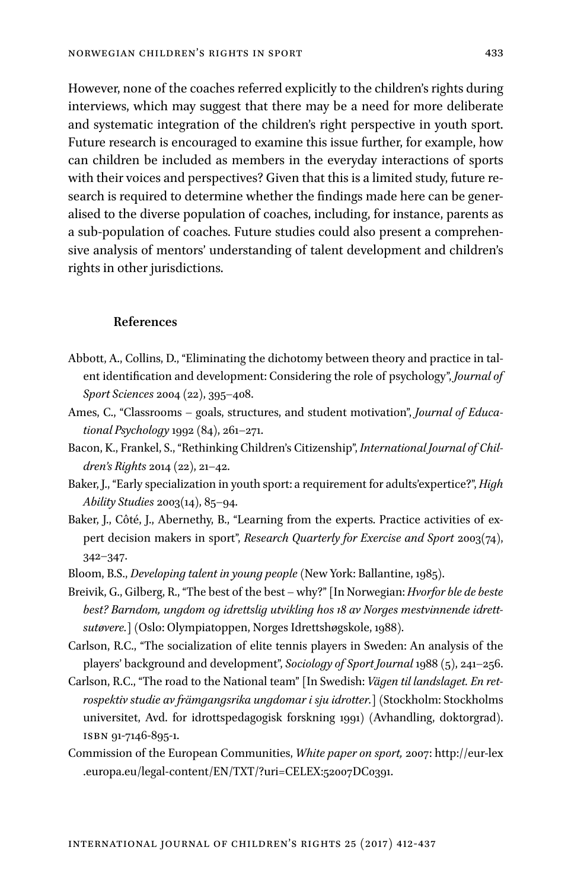However, none of the coaches referred explicitly to the children's rights during interviews, which may suggest that there may be a need for more deliberate and systematic integration of the children's right perspective in youth sport. Future research is encouraged to examine this issue further, for example, how can children be included as members in the everyday interactions of sports with their voices and perspectives? Given that this is a limited study, future research is required to determine whether the findings made here can be generalised to the diverse population of coaches, including, for instance, parents as a sub-population of coaches. Future studies could also present a comprehensive analysis of mentors' understanding of talent development and children's rights in other jurisdictions.

## References

Abbott, A., Collins, D., "Eliminating the dichotomy between theory and practice in talent identification and development: Considering the role of psychology", *Journal of Sport Sciences* 2004 (22), 395–408.

Ames, C., "Classrooms – goals, structures, and student motivation", *Journal of Educational Psychology* 1992 (84), 261–271.

Bacon, K., Frankel, S., "Rethinking Children's Citizenship", *International Journal of Children's Rights* 2014 (22), 21–42.

Baker, J., "Early specialization in youth sport: a requirement for adults'expertice?", *High Ability Studies* 2003(14), 85–94.

Baker, J., Côté, J., Abernethy, B., "Learning from the experts. Practice activities of expert decision makers in sport", *Research Quarterly for Exercise and Sport* 2003(74), 342–347.

Bloom, B.S., *Developing talent in young people* (New York: Ballantine, 1985).

Breivik, G., Gilberg, R., "The best of the best – why?" [In Norwegian: *Hvorfor ble de beste best? Barndom, ungdom og idrettslig utvikling hos 18 av Norges mestvinnende idrettsutøvere.*] (Oslo: Olympiatoppen, Norges Idrettshøgskole, 1988).

Carlson, R.C., "The socialization of elite tennis players in Sweden: An analysis of the players' background and development", *Sociology of Sport Journal* 1988 (5), 241–256.

Carlson, R.C., "The road to the National team" [In Swedish: *Vägen til landslaget. En retrospektiv studie av främgangsrika ungdomar i sju idrotter.*] (Stockholm: Stockholms universitet, Avd. for idrottspedagogisk forskning 1991) (Avhandling, doktorgrad). ISBN 91-7146-895-1.

Commission of the European Communities, *White paper on sport,* 2007: http://eur-lex.europa.eu/legal-content/EN/TXT/?uri=CELEX:52007DC0391.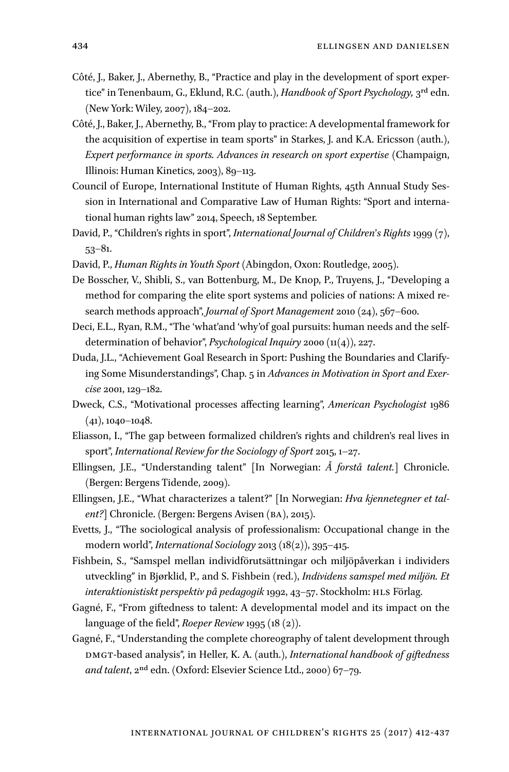Côté, J., Baker, J., Abernethy, B., "Practice and play in the development of sport expertice" in Tenenbaum, G., Eklund, R.C. (auth.), *Handbook of Sport Psychology,* 3rd edn. (New York: Wiley, 2007), 184–202.

Côté, J., Baker, J., Abernethy, B., "From play to practice: A developmental framework for the acquisition of expertise in team sports" in Starkes, J. and K.A. Ericsson (auth.), *Expert performance in sports. Advances in research on sport expertise* (Champaign, Illinois: Human Kinetics, 2003), 89–113.

Council of Europe, International Institute of Human Rights, 45th Annual Study Session in International and Comparative Law of Human Rights: "Sport and international human rights law" 2014, Speech, 18 September.

David, P., "Children's rights in sport", *International Journal of Children's Rights* 1999 (7), 53–81.

David, P., *Human Rights in Youth Sport* (Abingdon, Oxon: Routledge, 2005).

De Bosscher, V., Shibli, S., van Bottenburg, M., De Knop, P., Truyens, J., "Developing a method for comparing the elite sport systems and policies of nations: A mixed research methods approach", *Journal of Sport Management* 2010 (24), 567–600.

Deci, E.L., Ryan, R.M., "The 'what'and 'why'of goal pursuits: human needs and the self-determination of behavior", *Psychological Inquiry* 2000 (11(4)), 227.

Duda, J.L., "Achievement Goal Research in Sport: Pushing the Boundaries and Clarifying Some Misunderstandings", Chap. 5 in *Advances in Motivation in Sport and Exercise* 2001, 129–182.

Dweck, C.S., "Motivational processes affecting learning", *American Psychologist* 1986 (41), 1040–1048.

Eliasson, I., "The gap between formalized children's rights and children's real lives in sport", *International Review for the Sociology of Sport* 2015, 1–27.

Ellingsen, J.E., "Understanding talent" [In Norwegian: *Å forstå talent.*] Chronicle. (Bergen: Bergens Tidende, 2009).

Ellingsen, J.E., "What characterizes a talent?" [In Norwegian: *Hva kjennetegner et talent?*] Chronicle. (Bergen: Bergens Avisen (BA), 2015).

Evetts, J., "The sociological analysis of professionalism: Occupational change in the modern world", *International Sociology* 2013 (18(2)), 395–415.

Fishbein, S., "Samspel mellan individförutsättningar och miljöpåverkan i individers utveckling" in Bjørklid, P., and S. Fishbein (red.), *Individens samspel med miljön. Et interaktionistiskt perspektiv på pedagogik* 1992, 43–57. Stockholm: HLS Förlag.

Gagné, F., "From giftedness to talent: A developmental model and its impact on the language of the field", *Roeper Review* 1995 (18 (2)).

Gagné, F., "Understanding the complete choreography of talent development through DMGT-based analysis", in Heller, K. A. (auth.), *International handbook of giftedness and talent*, 2nd edn. (Oxford: Elsevier Science Ltd., 2000) 67–79.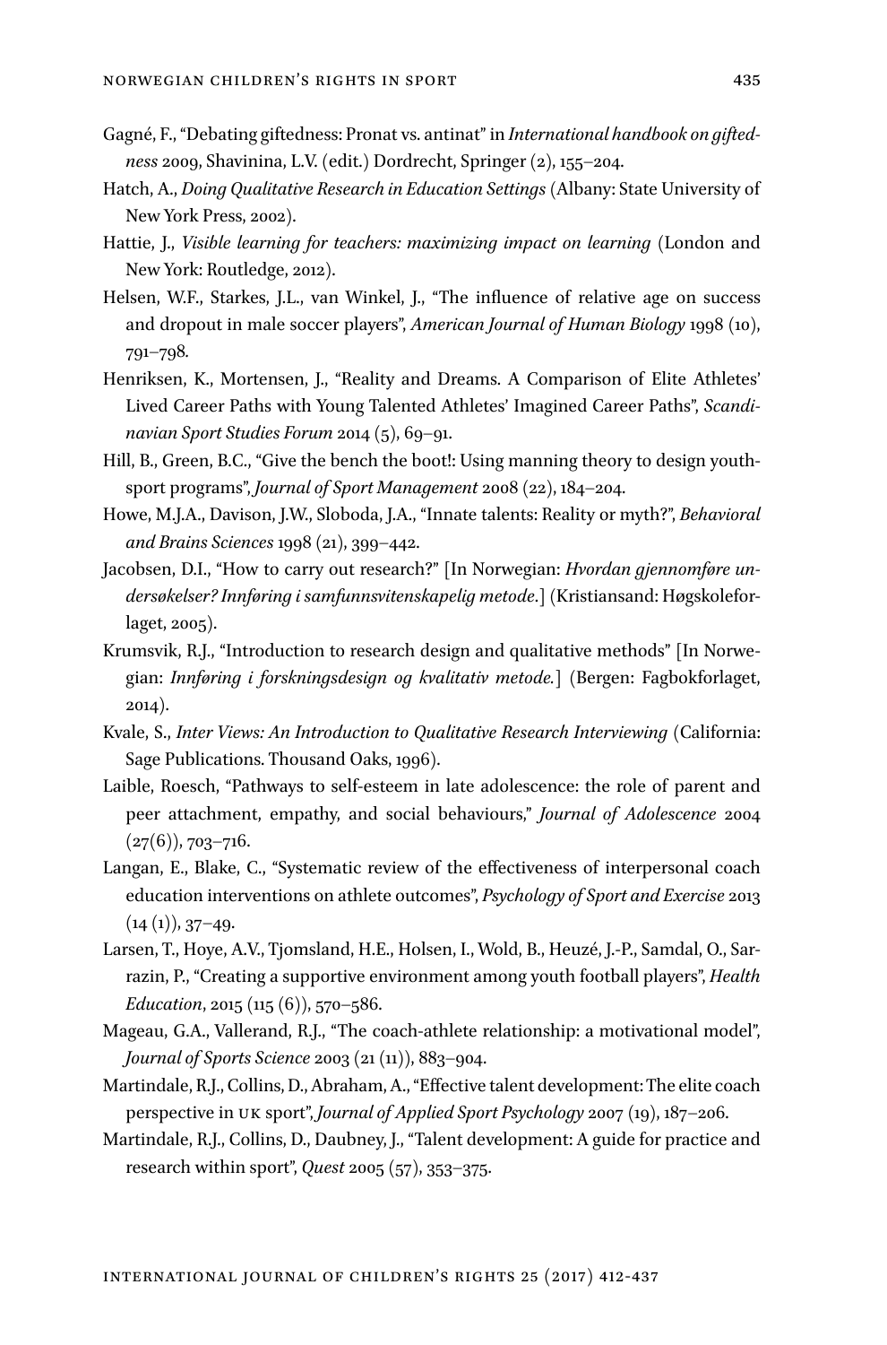Gagné, F., "Debating giftedness: Pronat vs. antinat" in *International handbook on giftedness* 2009, Shavinina, L.V. (edit.) Dordrecht, Springer (2), 155–204.

Hatch, A., *Doing Qualitative Research in Education Settings* (Albany: State University of New York Press, 2002).

Hattie, J., *Visible learning for teachers: maximizing impact on learning* (London and New York: Routledge, 2012).

Helsen, W.F., Starkes, J.L., van Winkel, J., "The influence of relative age on success and dropout in male soccer players", *American Journal of Human Biology* 1998 (10), 791–798.

Henriksen, K., Mortensen, J., "Reality and Dreams. A Comparison of Elite Athletes' Lived Career Paths with Young Talented Athletes' Imagined Career Paths", *Scandinavian Sport Studies Forum* 2014 (5), 69–91.

Hill, B., Green, B.C., "Give the bench the boot!: Using manning theory to design youth-sport programs", *Journal of Sport Management* 2008 (22), 184–204.

Howe, M.J.A., Davison, J.W., Sloboda, J.A., "Innate talents: Reality or myth?", *Behavioral and Brains Sciences* 1998 (21), 399–442.

Jacobsen, D.I., "How to carry out research?" [In Norwegian: *Hvordan gjennomføre undersøkelser? Innføring i samfunnsvitenskapelig metode*.] (Kristiansand: Høgskoleforlaget, 2005).

Krumsvik, R.J., "Introduction to research design and qualitative methods" [In Norwegian: *Innføring i forskningsdesign og kvalitativ metode*.] (Bergen: Fagbokforlaget, 2014).

Kvale, S., *Inter Views: An Introduction to Qualitative Research Interviewing* (California: Sage Publications. Thousand Oaks, 1996).

Laible, Roesch, "Pathways to self-esteem in late adolescence: the role of parent and peer attachment, empathy, and social behaviours," *Journal of Adolescence* 2004 (27(6)), 703–716.

Langan, E., Blake, C., "Systematic review of the effectiveness of interpersonal coach education interventions on athlete outcomes", *Psychology of Sport and Exercise* 2013 (14 (1)), 37–49.

Larsen, T., Hoye, A.V., Tjomsland, H.E., Holsen, I., Wold, B., Heuzé, J.-P., Samdal, O., Sarrazin, P., "Creating a supportive environment among youth football players", *Health Education*, 2015 (115 (6)), 570–586.

Mageau, G.A., Vallerand, R.J., "The coach-athlete relationship: a motivational model", *Journal of Sports Science* 2003 (21 (11)), 883–904.

Martindale, R.J., Collins, D., Abraham, A., "Effective talent development: The elite coach perspective in UK sport", *Journal of Applied Sport Psychology* 2007 (19), 187–206.

Martindale, R.J., Collins, D., Daubney, J., "Talent development: A guide for practice and research within sport", *Quest* 2005 (57), 353–375.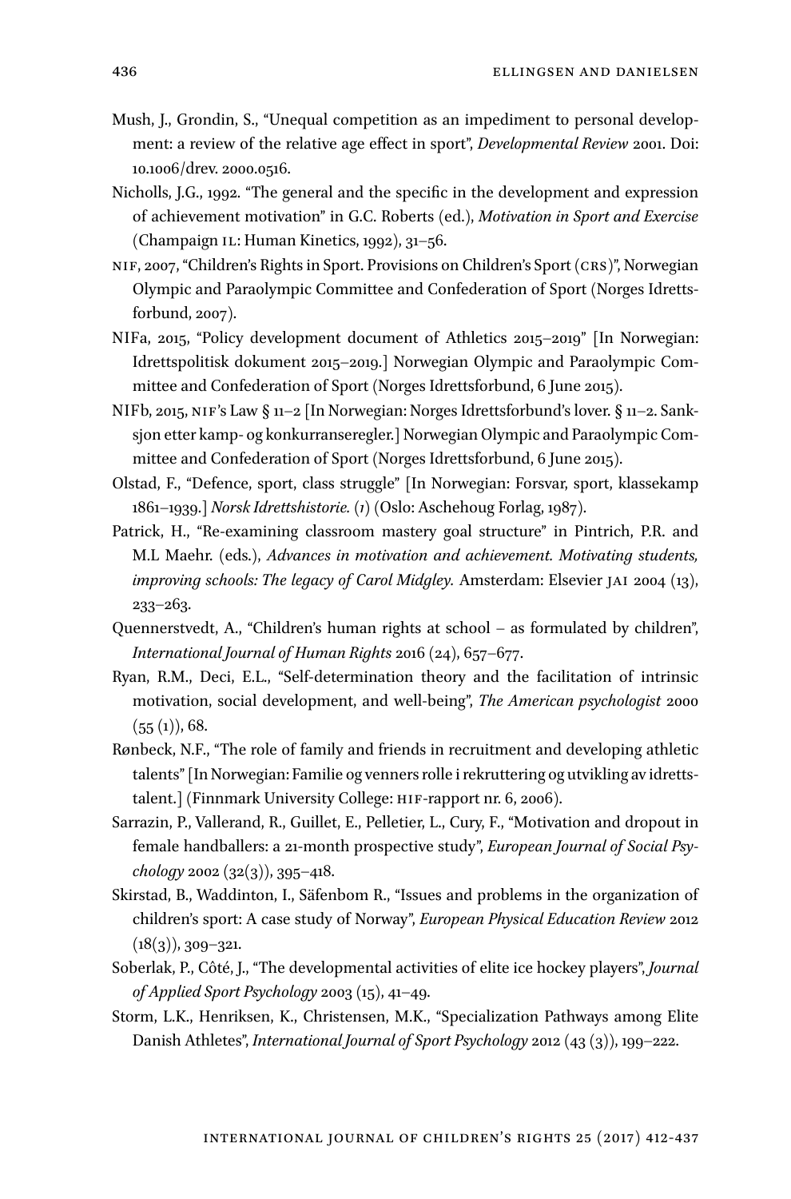Mush, J., Grondin, S., "Unequal competition as an impediment to personal development: a review of the relative age effect in sport", *Developmental Review* 2001. Doi: 10.1006/drev. 2000.0516.

Nicholls, J.G., 1992. "The general and the specific in the development and expression of achievement motivation" in G.C. Roberts (ed.), *Motivation in Sport and Exercise* (Champaign IL: Human Kinetics, 1992), 31–56.

NIF, 2007, "Children's Rights in Sport. Provisions on Children's Sport (CRS)", Norwegian Olympic and Paraolympic Committee and Confederation of Sport (Norges Idrettsforbund, 2007).

NIFa, 2015, "Policy development document of Athletics 2015–2019" [In Norwegian: Idrettspolitisk dokument 2015–2019.] Norwegian Olympic and Paraolympic Committee and Confederation of Sport (Norges Idrettsforbund, 6 June 2015).

NIFb, 2015, NIF's Law § 11–2 [In Norwegian: Norges Idrettsforbund's lover. § 11–2. Sanksjon etter kamp- og konkurranseregler.] Norwegian Olympic and Paraolympic Committee and Confederation of Sport (Norges Idrettsforbund, 6 June 2015).

Olstad, F., "Defence, sport, class struggle" [In Norwegian: Forsvar, sport, klassekamp 1861–1939.] *Norsk Idrettshistorie.* (*1*) (Oslo: Aschehoug Forlag, 1987).

Patrick, H., "Re-examining classroom mastery goal structure" in Pintrich, P.R. and M.L Maehr. (eds.), *Advances in motivation and achievement. Motivating students, improving schools: The legacy of Carol Midgley.* Amsterdam: Elsevier JAI 2004 (13), 233–263.

Quennerstvedt, A., "Children's human rights at school – as formulated by children", *International Journal of Human Rights* 2016 (24), 657–677.

Ryan, R.M., Deci, E.L., "Self-determination theory and the facilitation of intrinsic motivation, social development, and well-being", *The American psychologist* 2000 (55 (1)), 68.

Rønbeck, N.F., "The role of family and friends in recruitment and developing athletic talents" [In Norwegian: Familie og venners rolle i rekruttering og utvikling av idrettstalent.] (Finnmark University College: HIF-rapport nr. 6, 2006).

Sarrazin, P., Vallerand, R., Guillet, E., Pelletier, L., Cury, F., "Motivation and dropout in female handballers: a 21-month prospective study", *European Journal of Social Psychology* 2002 (32(3)), 395–418.

Skirstad, B., Waddinton, I., Säfenbom R., "Issues and problems in the organization of children's sport: A case study of Norway", *European Physical Education Review* 2012 (18(3)), 309–321.

Soberlak, P., Côté, J., "The developmental activities of elite ice hockey players", *Journal of Applied Sport Psychology* 2003 (15), 41–49.

Storm, L.K., Henriksen, K., Christensen, M.K., "Specialization Pathways among Elite Danish Athletes", *International Journal of Sport Psychology* 2012 (43 (3)), 199–222.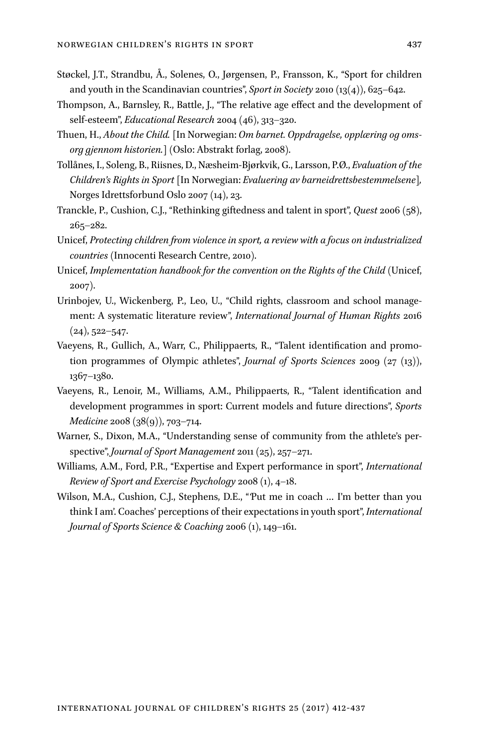Støckel, J.T., Strandbu, Å., Solenes, O., Jørgensen, P., Fransson, K., "Sport for children and youth in the Scandinavian countries", *Sport in Society* 2010 (13(4)), 625–642.

Thompson, A., Barnsley, R., Battle, J., "The relative age effect and the development of self-esteem", *Educational Research* 2004 (46), 313–320.

Thuen, H., *About the Child.* [In Norwegian: *Om barnet. Oppdragelse, opplæring og omsorg gjennom historien.*] (Oslo: Abstrakt forlag, 2008).

Tollånes, I., Soleng, B., Riisnes, D., Næsheim-Bjørkvik, G., Larsson, P.Ø., *Evaluation of the Children's Rights in Sport* [In Norwegian: *Evaluering av barneidrettsbestemmelsene*], Norges Idrettsforbund Oslo 2007 (14), 23.

Tranckle, P., Cushion, C.J., "Rethinking giftedness and talent in sport", *Quest* 2006 (58), 265–282.

Unicef, *Protecting children from violence in sport, a review with a focus on industrialized countries* (Innocenti Research Centre, 2010).

Unicef, *Implementation handbook for the convention on the Rights of the Child* (Unicef, 2007).

Urinbojev, U., Wickenberg, P., Leo, U., "Child rights, classroom and school management: A systematic literature review", *International Journal of Human Rights* 2016 (24), 522–547.

Vaeyens, R., Gullich, A., Warr, C., Philippaerts, R., "Talent identification and promotion programmes of Olympic athletes", *Journal of Sports Sciences* 2009 (27 (13)), 1367–1380.

Vaeyens, R., Lenoir, M., Williams, A.M., Philippaerts, R., "Talent identification and development programmes in sport: Current models and future directions", *Sports Medicine* 2008 (38(9)), 703–714.

Warner, S., Dixon, M.A., "Understanding sense of community from the athlete's perspective", *Journal of Sport Management* 2011 (25), 257–271.

Williams, A.M., Ford, P.R., "Expertise and Expert performance in sport", *International Review of Sport and Exercise Psychology* 2008 (1), 4–18.

Wilson, M.A., Cushion, C.J., Stephens, D.E., "'Put me in coach … I'm better than you think I am'. Coaches' perceptions of their expectations in youth sport", *International Journal of Sports Science & Coaching* 2006 (1), 149–161.